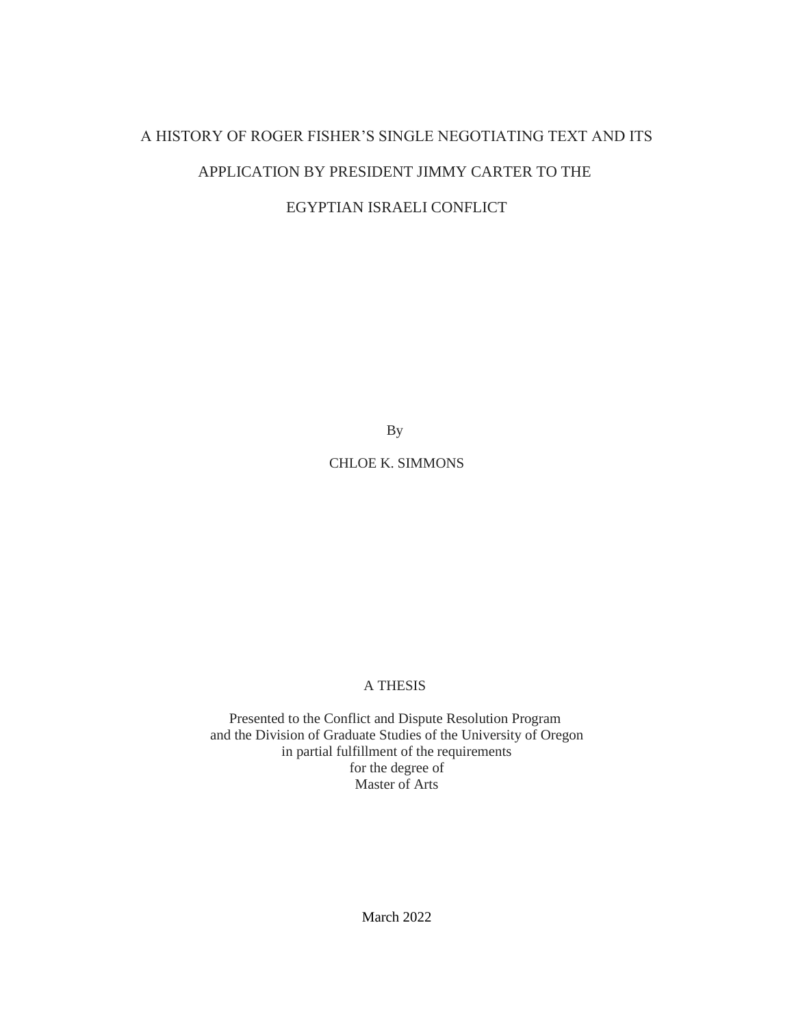# A HISTORY OF ROGER FISHER'S SINGLE NEGOTIATING TEXT AND ITS APPLICATION BY PRESIDENT JIMMY CARTER TO THE EGYPTIAN ISRAELI CONFLICT

By

CHLOE K. SIMMONS

A THESIS

Presented to the Conflict and Dispute Resolution Program
and the Division of Graduate Studies of the University of Oregon
in partial fulfillment of the requirements
for the degree of
Master of Arts

March 2022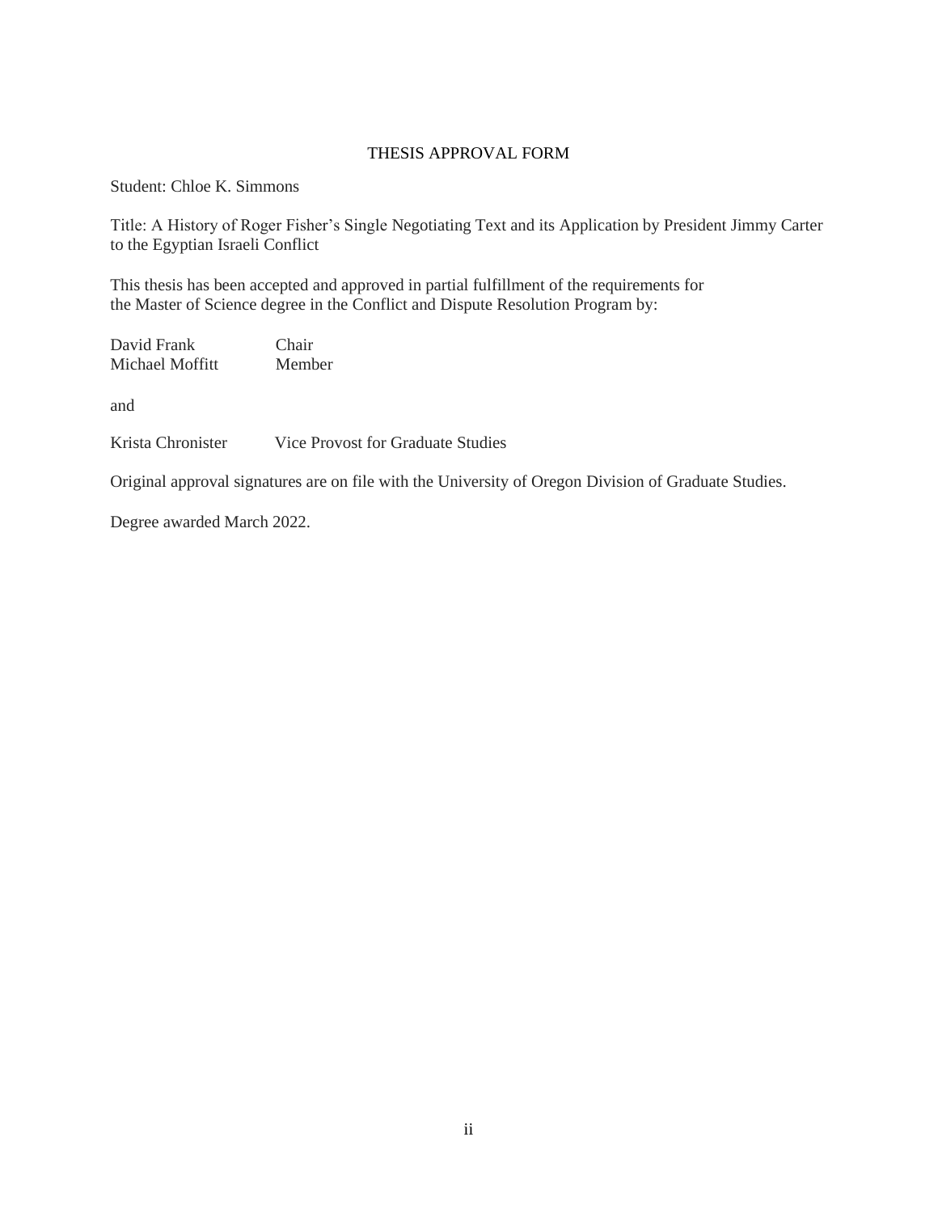## THESIS APPROVAL FORM

Student: Chloe K. Simmons

Title: A History of Roger Fisher's Single Negotiating Text and its Application by President Jimmy Carter to the Egyptian Israeli Conflict

This thesis has been accepted and approved in partial fulfillment of the requirements for the Master of Science degree in the Conflict and Dispute Resolution Program by:

| | |
|---|---|
| David Frank | Chair |
| Michael Moffitt | Member |

and

| | |
|---|---|
| Krista Chronister | Vice Provost for Graduate Studies |

Original approval signatures are on file with the University of Oregon Division of Graduate Studies.

Degree awarded March 2022.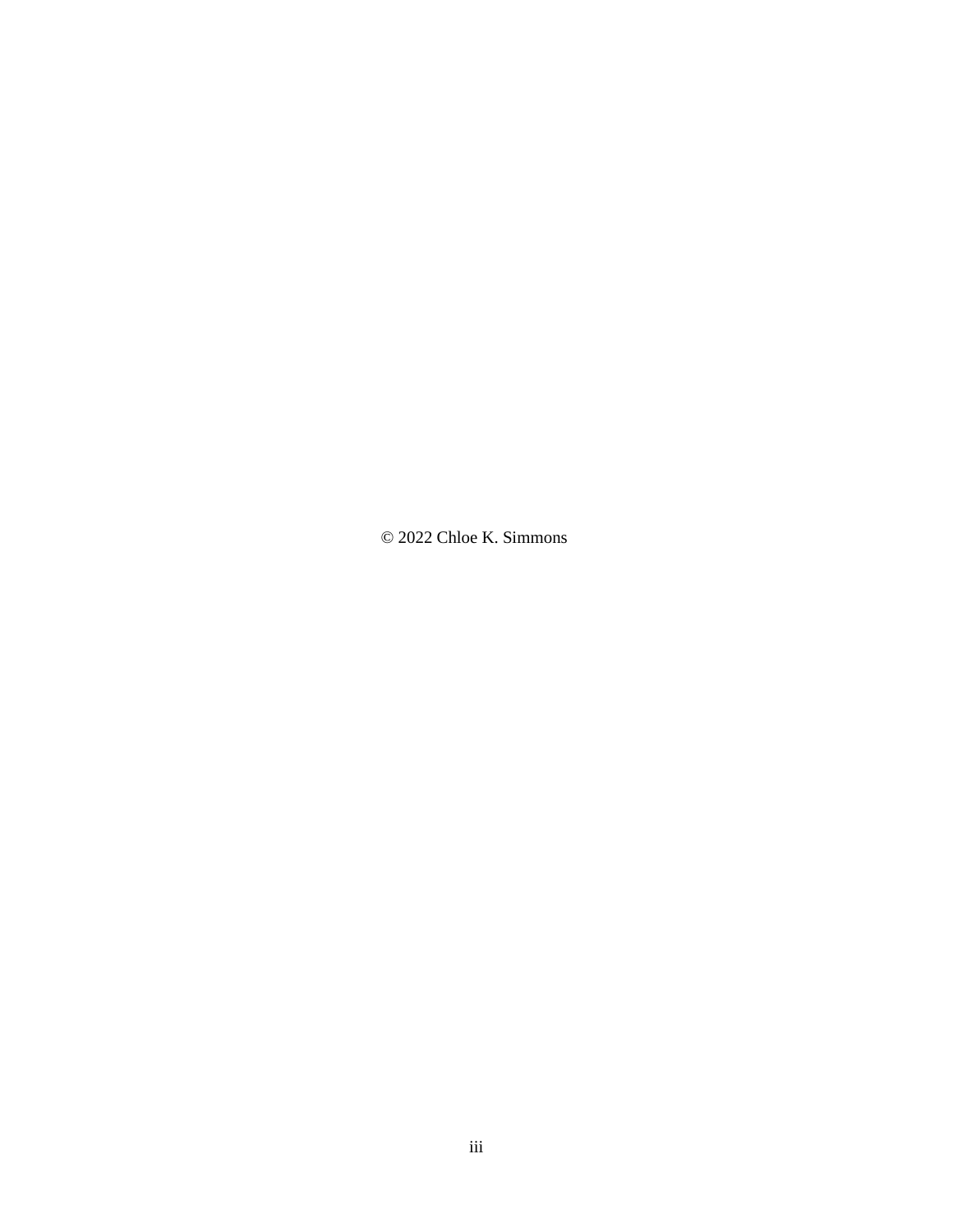© 2022 Chloe K. Simmons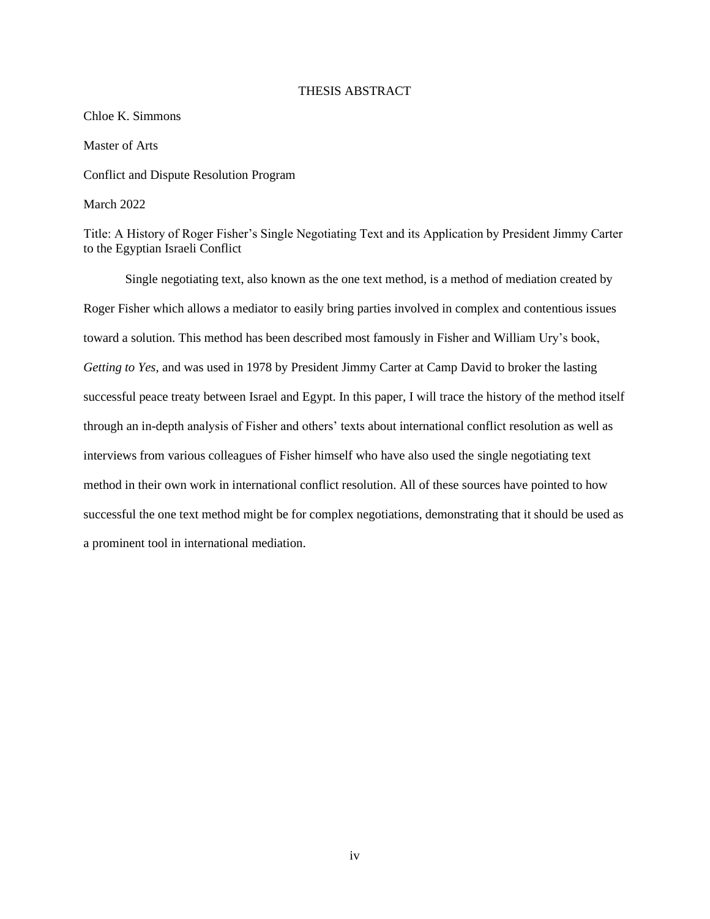# THESIS ABSTRACT

Chloe K. Simmons

Master of Arts

Conflict and Dispute Resolution Program

March 2022

Title: A History of Roger Fisher's Single Negotiating Text and its Application by President Jimmy Carter to the Egyptian Israeli Conflict

Single negotiating text, also known as the one text method, is a method of mediation created by Roger Fisher which allows a mediator to easily bring parties involved in complex and contentious issues toward a solution. This method has been described most famously in Fisher and William Ury's book, *Getting to Yes*, and was used in 1978 by President Jimmy Carter at Camp David to broker the lasting successful peace treaty between Israel and Egypt. In this paper, I will trace the history of the method itself through an in-depth analysis of Fisher and others' texts about international conflict resolution as well as interviews from various colleagues of Fisher himself who have also used the single negotiating text method in their own work in international conflict resolution. All of these sources have pointed to how successful the one text method might be for complex negotiations, demonstrating that it should be used as a prominent tool in international mediation.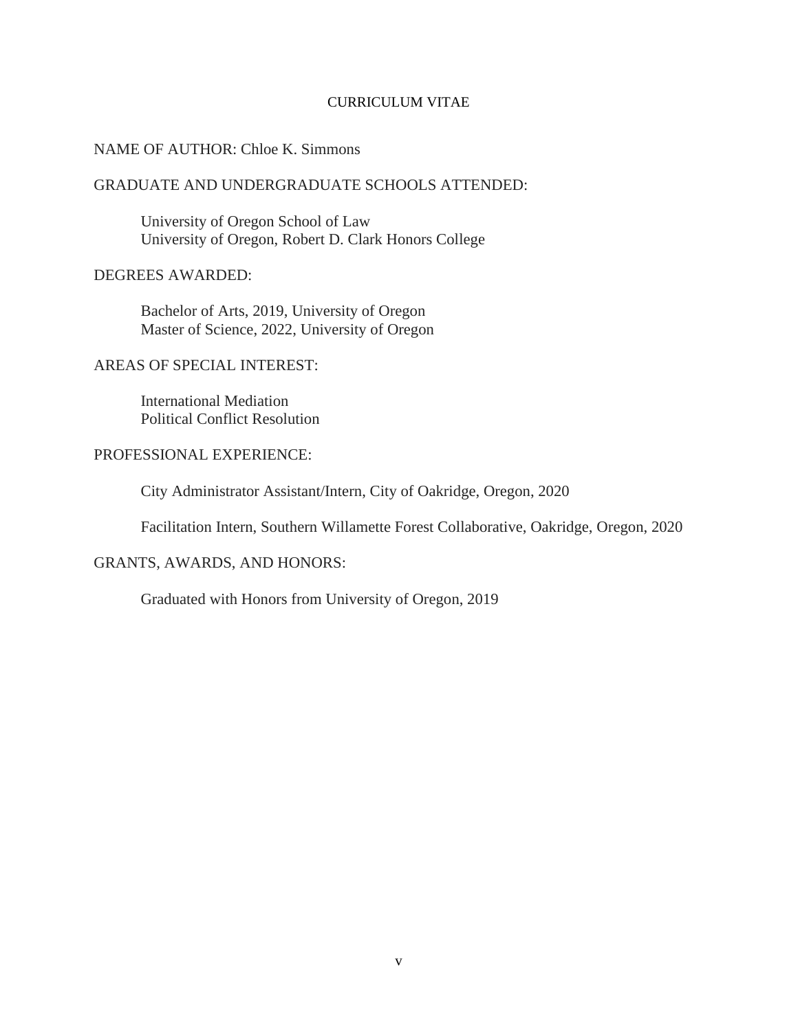# CURRICULUM VITAE

NAME OF AUTHOR: Chloe K. Simmons

GRADUATE AND UNDERGRADUATE SCHOOLS ATTENDED:

University of Oregon School of Law
University of Oregon, Robert D. Clark Honors College

DEGREES AWARDED:

Bachelor of Arts, 2019, University of Oregon
Master of Science, 2022, University of Oregon

AREAS OF SPECIAL INTEREST:

International Mediation
Political Conflict Resolution

PROFESSIONAL EXPERIENCE:

City Administrator Assistant/Intern, City of Oakridge, Oregon, 2020

Facilitation Intern, Southern Willamette Forest Collaborative, Oakridge, Oregon, 2020

GRANTS, AWARDS, AND HONORS:

Graduated with Honors from University of Oregon, 2019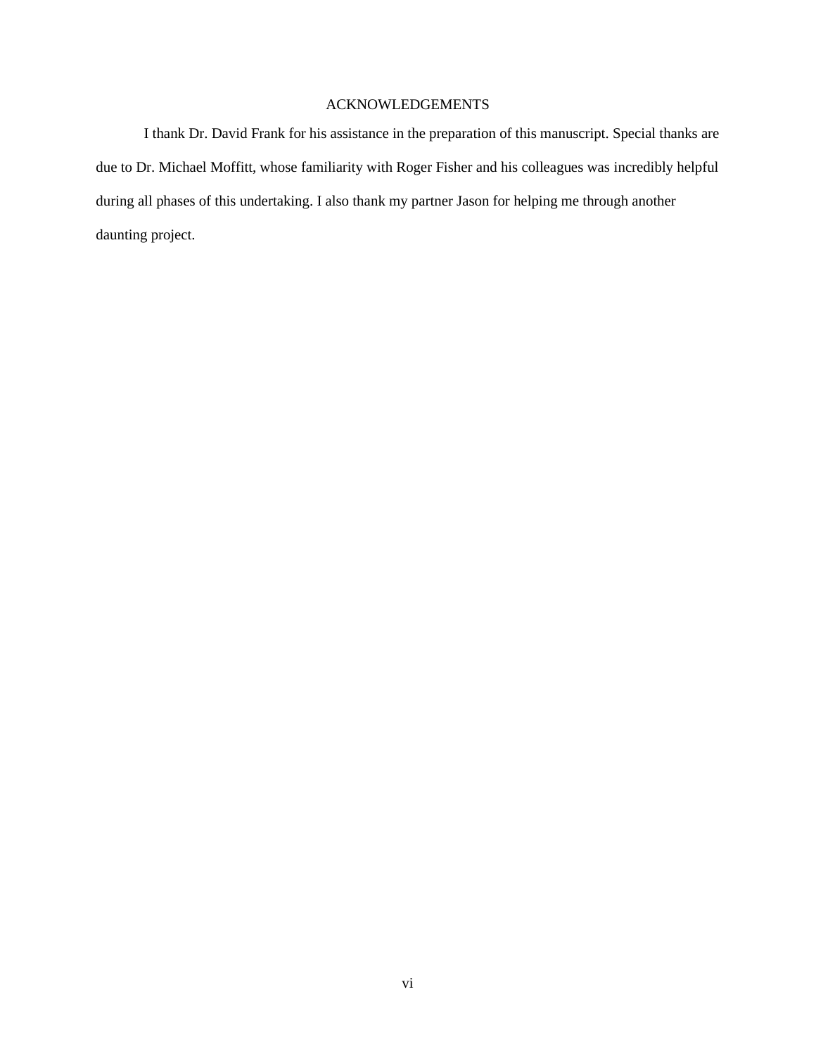# ACKNOWLEDGEMENTS

I thank Dr. David Frank for his assistance in the preparation of this manuscript. Special thanks are due to Dr. Michael Moffitt, whose familiarity with Roger Fisher and his colleagues was incredibly helpful during all phases of this undertaking. I also thank my partner Jason for helping me through another daunting project.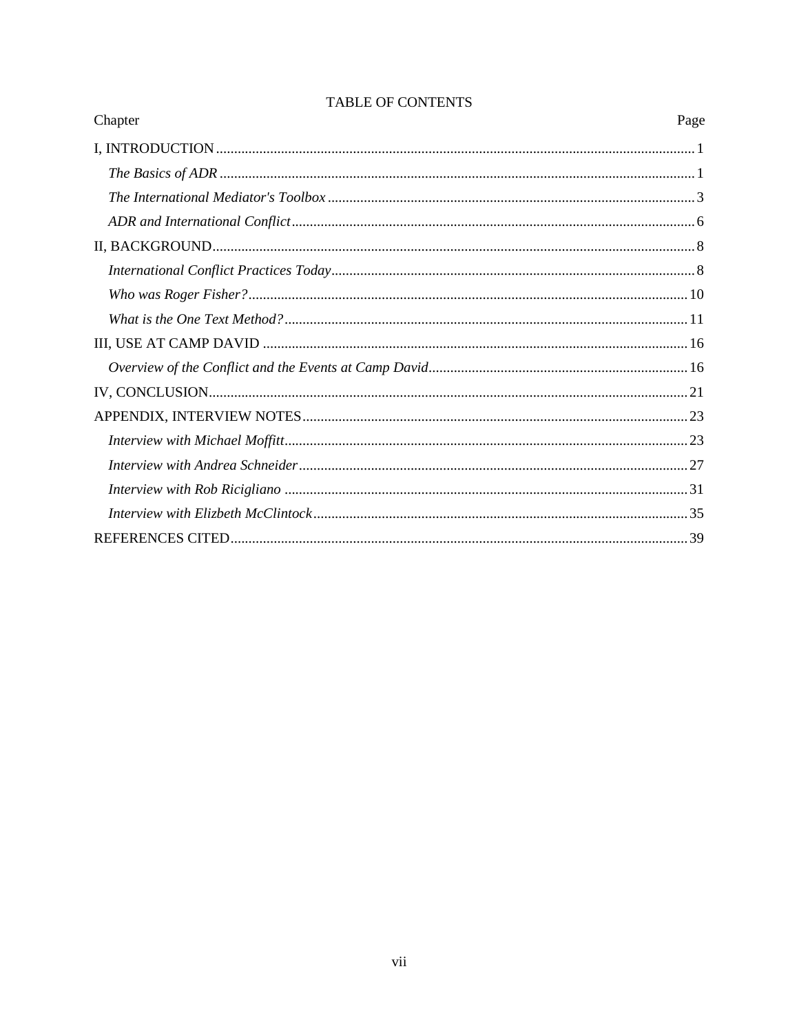# TABLE OF CONTENTS

| Chapter | Page |
|---|---|
| I, INTRODUCTION | 1 |
| *The Basics of ADR* | 1 |
| *The International Mediator's Toolbox* | 3 |
| *ADR and International Conflict* | 6 |
| II, BACKGROUND | 8 |
| *International Conflict Practices Today* | 8 |
| *Who was Roger Fisher?* | 10 |
| *What is the One Text Method?* | 11 |
| III, USE AT CAMP DAVID | 16 |
| *Overview of the Conflict and the Events at Camp David* | 16 |
| IV, CONCLUSION | 21 |
| APPENDIX, INTERVIEW NOTES | 23 |
| *Interview with Michael Moffitt* | 23 |
| *Interview with Andrea Schneider* | 27 |
| *Interview with Rob Ricigliano* | 31 |
| *Interview with Elizbeth McClintock* | 35 |
| REFERENCES CITED | 39 |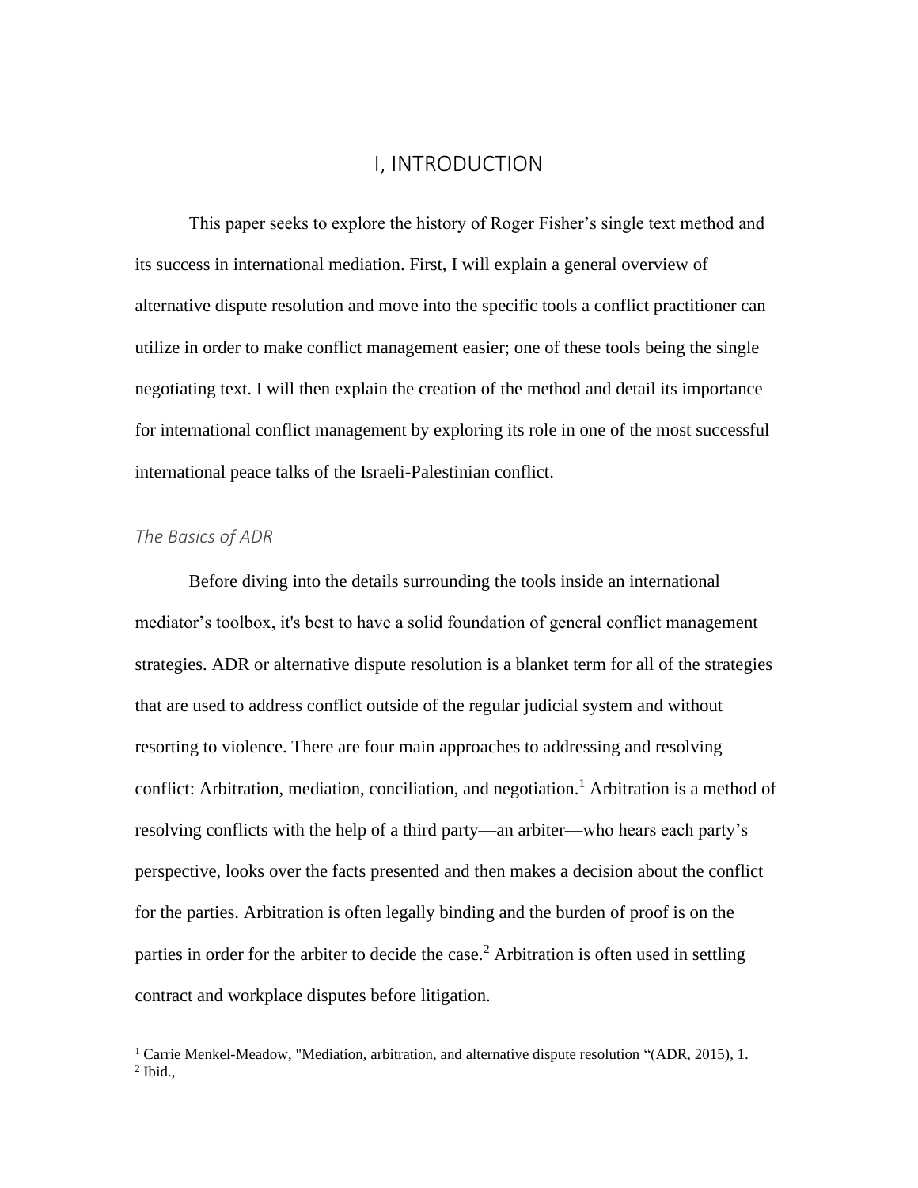# I, INTRODUCTION

This paper seeks to explore the history of Roger Fisher's single text method and its success in international mediation. First, I will explain a general overview of alternative dispute resolution and move into the specific tools a conflict practitioner can utilize in order to make conflict management easier; one of these tools being the single negotiating text. I will then explain the creation of the method and detail its importance for international conflict management by exploring its role in one of the most successful international peace talks of the Israeli-Palestinian conflict.

### *The Basics of ADR*

Before diving into the details surrounding the tools inside an international mediator's toolbox, it's best to have a solid foundation of general conflict management strategies. ADR or alternative dispute resolution is a blanket term for all of the strategies that are used to address conflict outside of the regular judicial system and without resorting to violence. There are four main approaches to addressing and resolving conflict: Arbitration, mediation, conciliation, and negotiation.[1] Arbitration is a method of resolving conflicts with the help of a third party—an arbiter—who hears each party's perspective, looks over the facts presented and then makes a decision about the conflict for the parties. Arbitration is often legally binding and the burden of proof is on the parties in order for the arbiter to decide the case.[2] Arbitration is often used in settling contract and workplace disputes before litigation.

---

[1] Carrie Menkel-Meadow, "Mediation, arbitration, and alternative dispute resolution "(ADR, 2015), 1.

[2] Ibid.,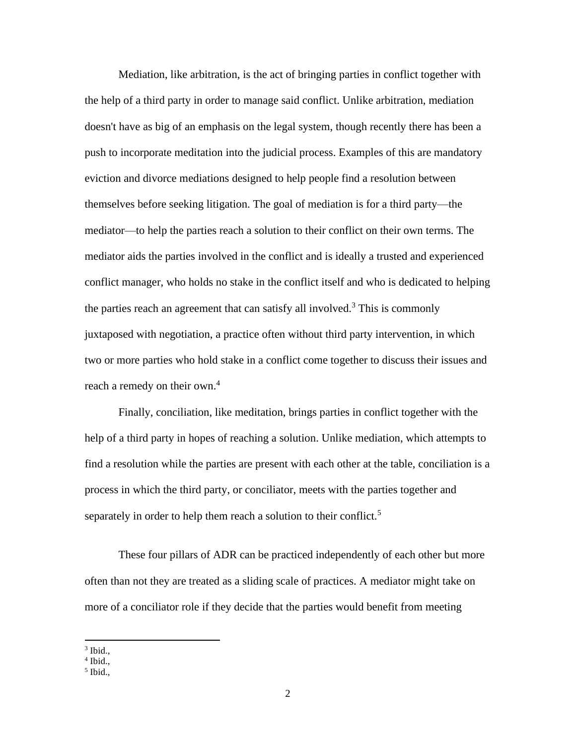Mediation, like arbitration, is the act of bringing parties in conflict together with the help of a third party in order to manage said conflict. Unlike arbitration, mediation doesn't have as big of an emphasis on the legal system, though recently there has been a push to incorporate meditation into the judicial process. Examples of this are mandatory eviction and divorce mediations designed to help people find a resolution between themselves before seeking litigation. The goal of mediation is for a third party—the mediator—to help the parties reach a solution to their conflict on their own terms. The mediator aids the parties involved in the conflict and is ideally a trusted and experienced conflict manager, who holds no stake in the conflict itself and who is dedicated to helping the parties reach an agreement that can satisfy all involved.[3] This is commonly juxtaposed with negotiation, a practice often without third party intervention, in which two or more parties who hold stake in a conflict come together to discuss their issues and reach a remedy on their own.[4]

Finally, conciliation, like meditation, brings parties in conflict together with the help of a third party in hopes of reaching a solution. Unlike mediation, which attempts to find a resolution while the parties are present with each other at the table, conciliation is a process in which the third party, or conciliator, meets with the parties together and separately in order to help them reach a solution to their conflict.[5]

These four pillars of ADR can be practiced independently of each other but more often than not they are treated as a sliding scale of practices. A mediator might take on more of a conciliator role if they decide that the parties would benefit from meeting

[3] Ibid.,
[4] Ibid.,
[5] Ibid.,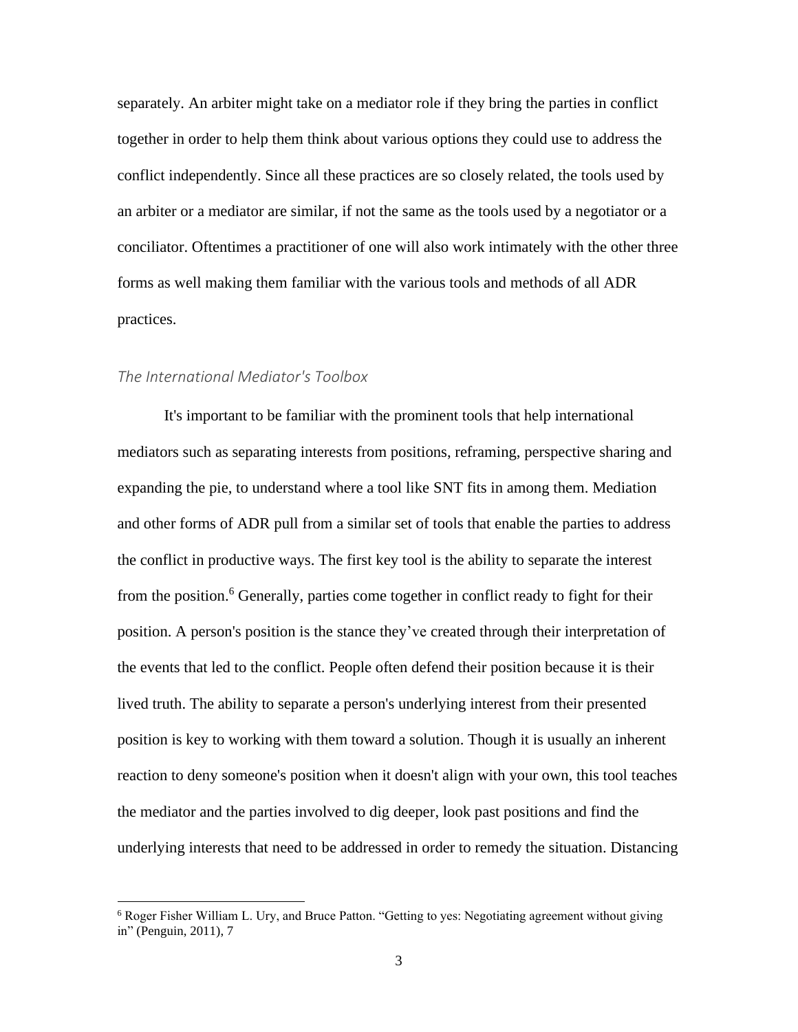separately. An arbiter might take on a mediator role if they bring the parties in conflict together in order to help them think about various options they could use to address the conflict independently. Since all these practices are so closely related, the tools used by an arbiter or a mediator are similar, if not the same as the tools used by a negotiator or a conciliator. Oftentimes a practitioner of one will also work intimately with the other three forms as well making them familiar with the various tools and methods of all ADR practices.

### *The International Mediator's Toolbox*

It's important to be familiar with the prominent tools that help international mediators such as separating interests from positions, reframing, perspective sharing and expanding the pie, to understand where a tool like SNT fits in among them. Mediation and other forms of ADR pull from a similar set of tools that enable the parties to address the conflict in productive ways. The first key tool is the ability to separate the interest from the position.[6] Generally, parties come together in conflict ready to fight for their position. A person's position is the stance they've created through their interpretation of the events that led to the conflict. People often defend their position because it is their lived truth. The ability to separate a person's underlying interest from their presented position is key to working with them toward a solution. Though it is usually an inherent reaction to deny someone's position when it doesn't align with your own, this tool teaches the mediator and the parties involved to dig deeper, look past positions and find the underlying interests that need to be addressed in order to remedy the situation. Distancing

---

[6] Roger Fisher William L. Ury, and Bruce Patton. "Getting to yes: Negotiating agreement without giving in" (Penguin, 2011), 7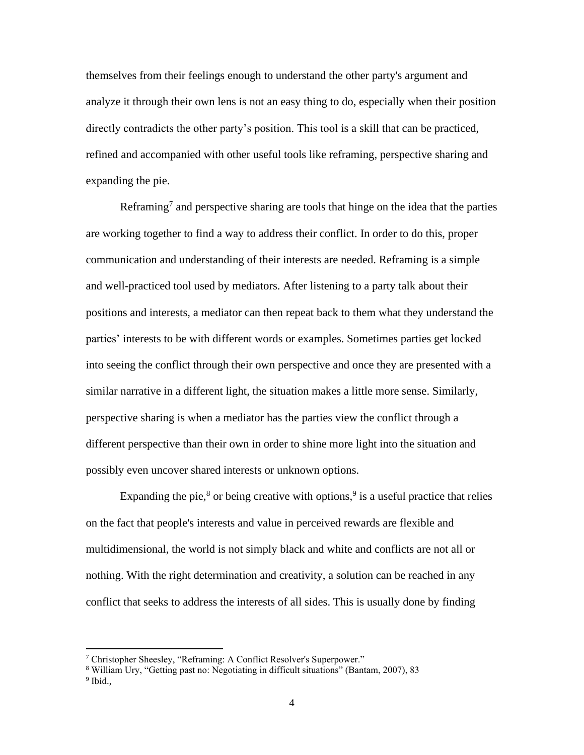themselves from their feelings enough to understand the other party's argument and analyze it through their own lens is not an easy thing to do, especially when their position directly contradicts the other party's position. This tool is a skill that can be practiced, refined and accompanied with other useful tools like reframing, perspective sharing and expanding the pie.

Reframing[7] and perspective sharing are tools that hinge on the idea that the parties are working together to find a way to address their conflict. In order to do this, proper communication and understanding of their interests are needed. Reframing is a simple and well-practiced tool used by mediators. After listening to a party talk about their positions and interests, a mediator can then repeat back to them what they understand the parties' interests to be with different words or examples. Sometimes parties get locked into seeing the conflict through their own perspective and once they are presented with a similar narrative in a different light, the situation makes a little more sense. Similarly, perspective sharing is when a mediator has the parties view the conflict through a different perspective than their own in order to shine more light into the situation and possibly even uncover shared interests or unknown options.

Expanding the pie,[8] or being creative with options,[9] is a useful practice that relies on the fact that people's interests and value in perceived rewards are flexible and multidimensional, the world is not simply black and white and conflicts are not all or nothing. With the right determination and creativity, a solution can be reached in any conflict that seeks to address the interests of all sides. This is usually done by finding

---

[7] Christopher Sheesley, "Reframing: A Conflict Resolver's Superpower."

[8] William Ury, "Getting past no: Negotiating in difficult situations" (Bantam, 2007), 83

[9] Ibid.,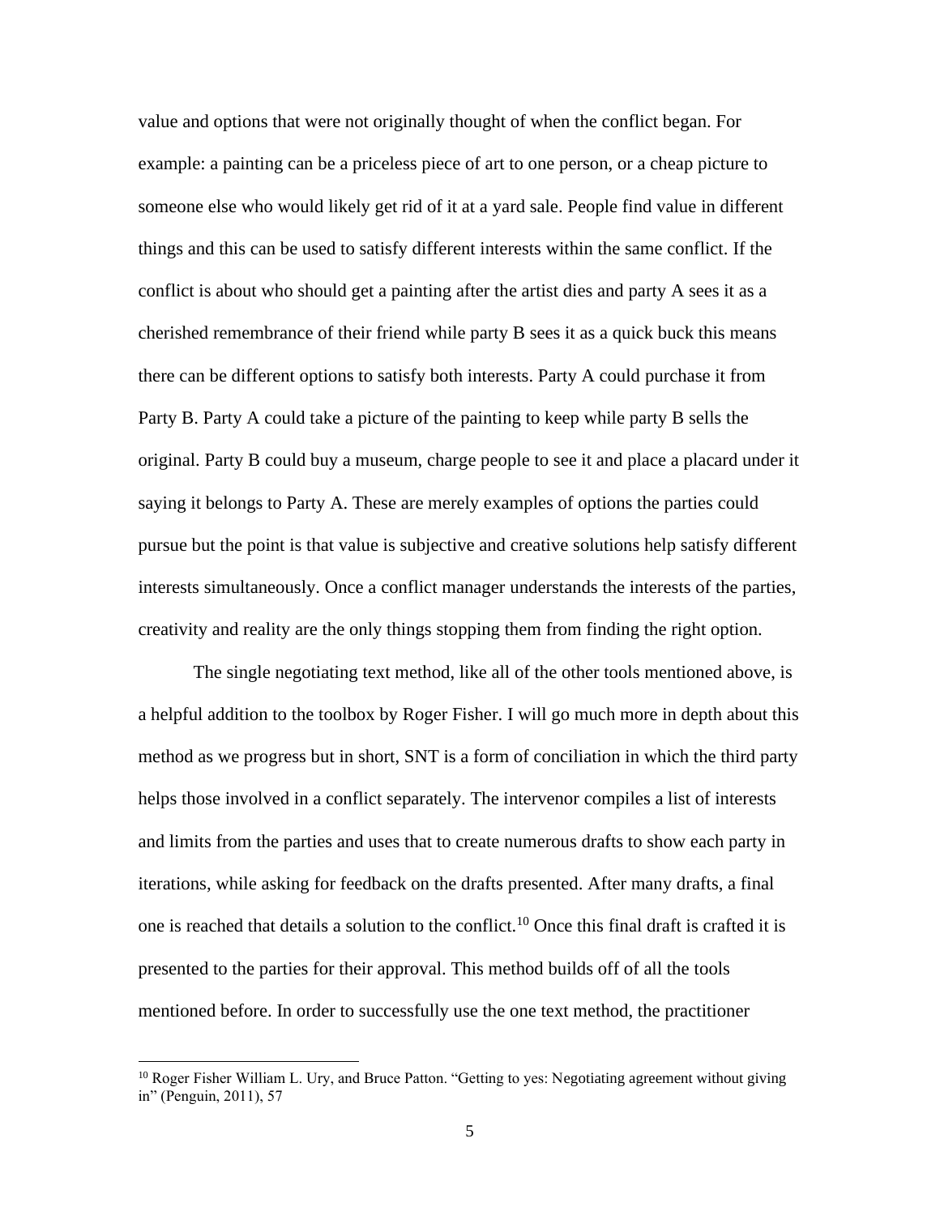value and options that were not originally thought of when the conflict began. For example: a painting can be a priceless piece of art to one person, or a cheap picture to someone else who would likely get rid of it at a yard sale. People find value in different things and this can be used to satisfy different interests within the same conflict. If the conflict is about who should get a painting after the artist dies and party A sees it as a cherished remembrance of their friend while party B sees it as a quick buck this means there can be different options to satisfy both interests. Party A could purchase it from Party B. Party A could take a picture of the painting to keep while party B sells the original. Party B could buy a museum, charge people to see it and place a placard under it saying it belongs to Party A. These are merely examples of options the parties could pursue but the point is that value is subjective and creative solutions help satisfy different interests simultaneously. Once a conflict manager understands the interests of the parties, creativity and reality are the only things stopping them from finding the right option.

The single negotiating text method, like all of the other tools mentioned above, is a helpful addition to the toolbox by Roger Fisher. I will go much more in depth about this method as we progress but in short, SNT is a form of conciliation in which the third party helps those involved in a conflict separately. The intervenor compiles a list of interests and limits from the parties and uses that to create numerous drafts to show each party in iterations, while asking for feedback on the drafts presented. After many drafts, a final one is reached that details a solution to the conflict.[10] Once this final draft is crafted it is presented to the parties for their approval. This method builds off of all the tools mentioned before. In order to successfully use the one text method, the practitioner

[10] Roger Fisher William L. Ury, and Bruce Patton. "Getting to yes: Negotiating agreement without giving in" (Penguin, 2011), 57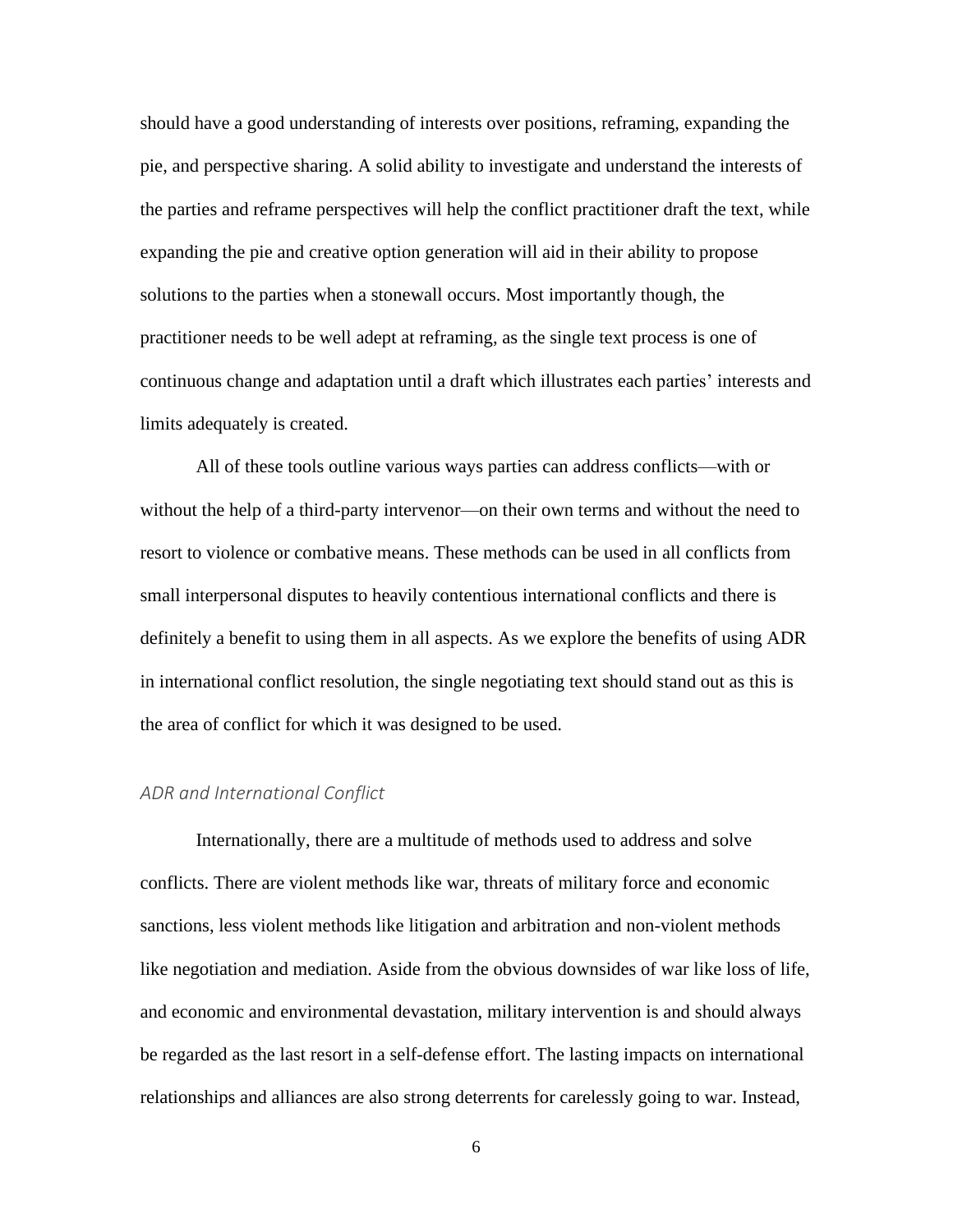should have a good understanding of interests over positions, reframing, expanding the pie, and perspective sharing. A solid ability to investigate and understand the interests of the parties and reframe perspectives will help the conflict practitioner draft the text, while expanding the pie and creative option generation will aid in their ability to propose solutions to the parties when a stonewall occurs. Most importantly though, the practitioner needs to be well adept at reframing, as the single text process is one of continuous change and adaptation until a draft which illustrates each parties' interests and limits adequately is created.

All of these tools outline various ways parties can address conflicts—with or without the help of a third-party intervenor—on their own terms and without the need to resort to violence or combative means. These methods can be used in all conflicts from small interpersonal disputes to heavily contentious international conflicts and there is definitely a benefit to using them in all aspects. As we explore the benefits of using ADR in international conflict resolution, the single negotiating text should stand out as this is the area of conflict for which it was designed to be used.

### *ADR and International Conflict*

Internationally, there are a multitude of methods used to address and solve conflicts. There are violent methods like war, threats of military force and economic sanctions, less violent methods like litigation and arbitration and non-violent methods like negotiation and mediation. Aside from the obvious downsides of war like loss of life, and economic and environmental devastation, military intervention is and should always be regarded as the last resort in a self-defense effort. The lasting impacts on international relationships and alliances are also strong deterrents for carelessly going to war. Instead,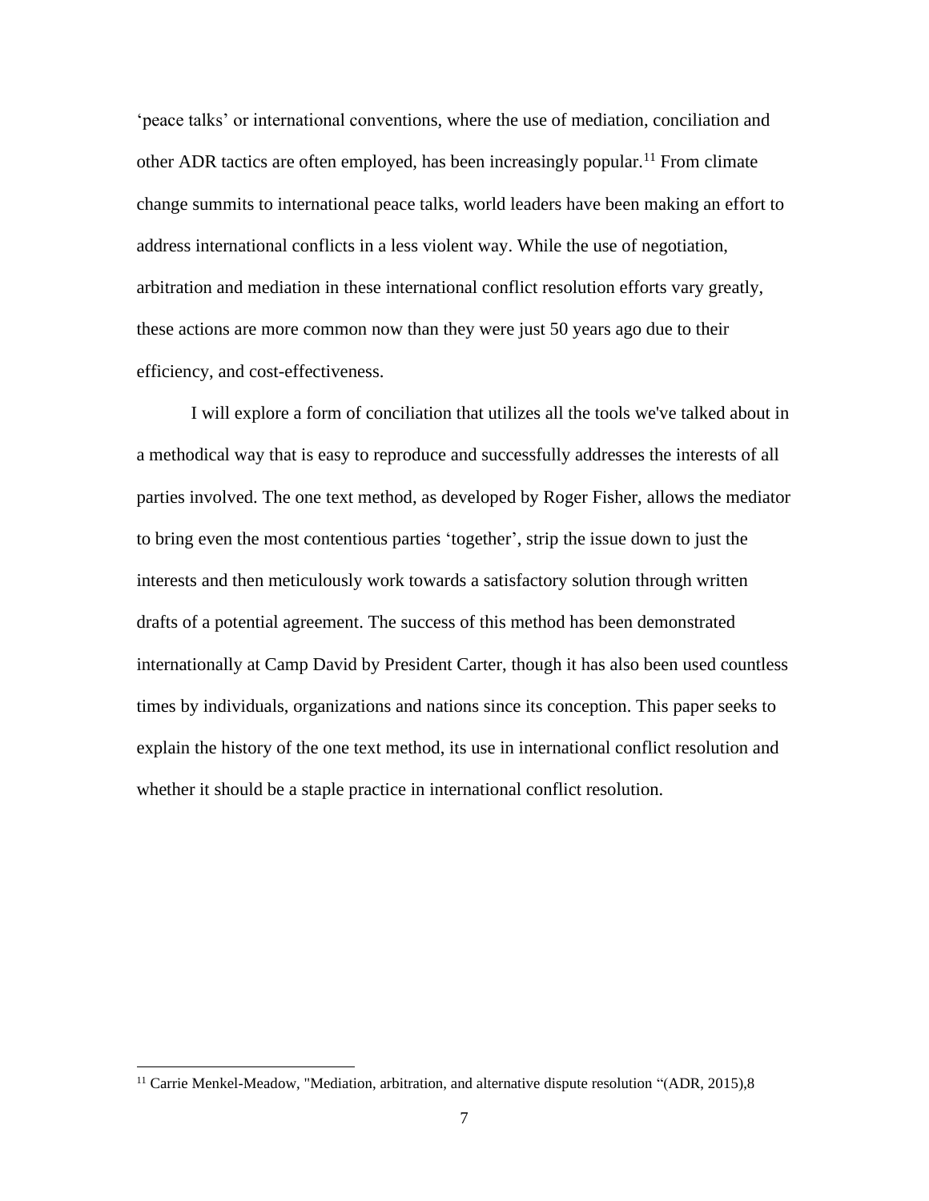'peace talks' or international conventions, where the use of mediation, conciliation and other ADR tactics are often employed, has been increasingly popular.[11] From climate change summits to international peace talks, world leaders have been making an effort to address international conflicts in a less violent way. While the use of negotiation, arbitration and mediation in these international conflict resolution efforts vary greatly, these actions are more common now than they were just 50 years ago due to their efficiency, and cost-effectiveness.

I will explore a form of conciliation that utilizes all the tools we've talked about in a methodical way that is easy to reproduce and successfully addresses the interests of all parties involved. The one text method, as developed by Roger Fisher, allows the mediator to bring even the most contentious parties 'together', strip the issue down to just the interests and then meticulously work towards a satisfactory solution through written drafts of a potential agreement. The success of this method has been demonstrated internationally at Camp David by President Carter, though it has also been used countless times by individuals, organizations and nations since its conception. This paper seeks to explain the history of the one text method, its use in international conflict resolution and whether it should be a staple practice in international conflict resolution.

---

[11] Carrie Menkel-Meadow, "Mediation, arbitration, and alternative dispute resolution "(ADR, 2015),8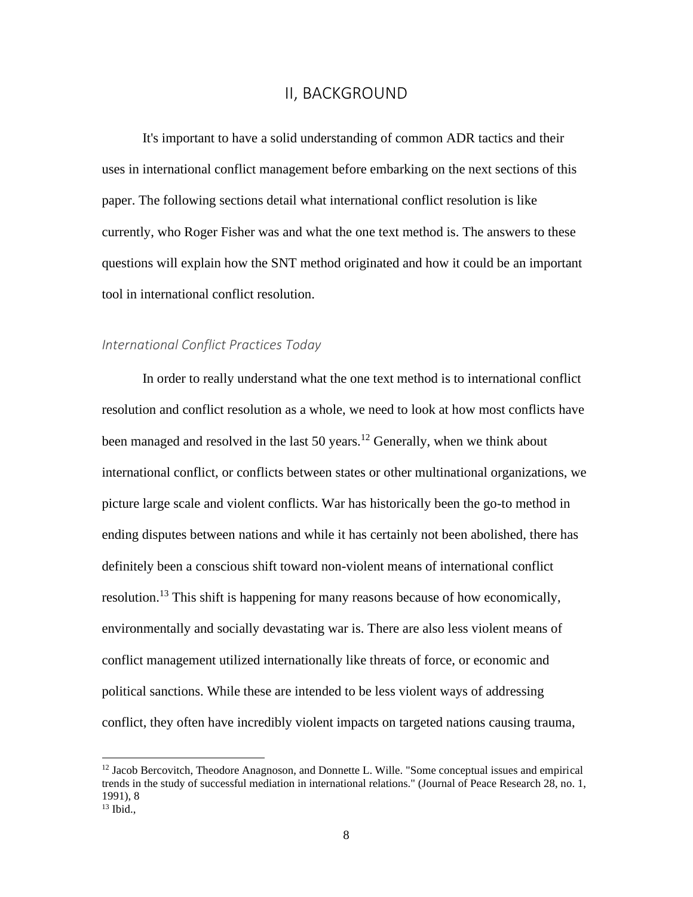## II, BACKGROUND

It's important to have a solid understanding of common ADR tactics and their uses in international conflict management before embarking on the next sections of this paper. The following sections detail what international conflict resolution is like currently, who Roger Fisher was and what the one text method is. The answers to these questions will explain how the SNT method originated and how it could be an important tool in international conflict resolution.

### *International Conflict Practices Today*

In order to really understand what the one text method is to international conflict resolution and conflict resolution as a whole, we need to look at how most conflicts have been managed and resolved in the last 50 years.[12] Generally, when we think about international conflict, or conflicts between states or other multinational organizations, we picture large scale and violent conflicts. War has historically been the go-to method in ending disputes between nations and while it has certainly not been abolished, there has definitely been a conscious shift toward non-violent means of international conflict resolution.[13] This shift is happening for many reasons because of how economically, environmentally and socially devastating war is. There are also less violent means of conflict management utilized internationally like threats of force, or economic and political sanctions. While these are intended to be less violent ways of addressing conflict, they often have incredibly violent impacts on targeted nations causing trauma,

---

[12] Jacob Bercovitch, Theodore Anagnoson, and Donnette L. Wille. "Some conceptual issues and empirical trends in the study of successful mediation in international relations." (Journal of Peace Research 28, no. 1, 1991), 8

[13] Ibid.,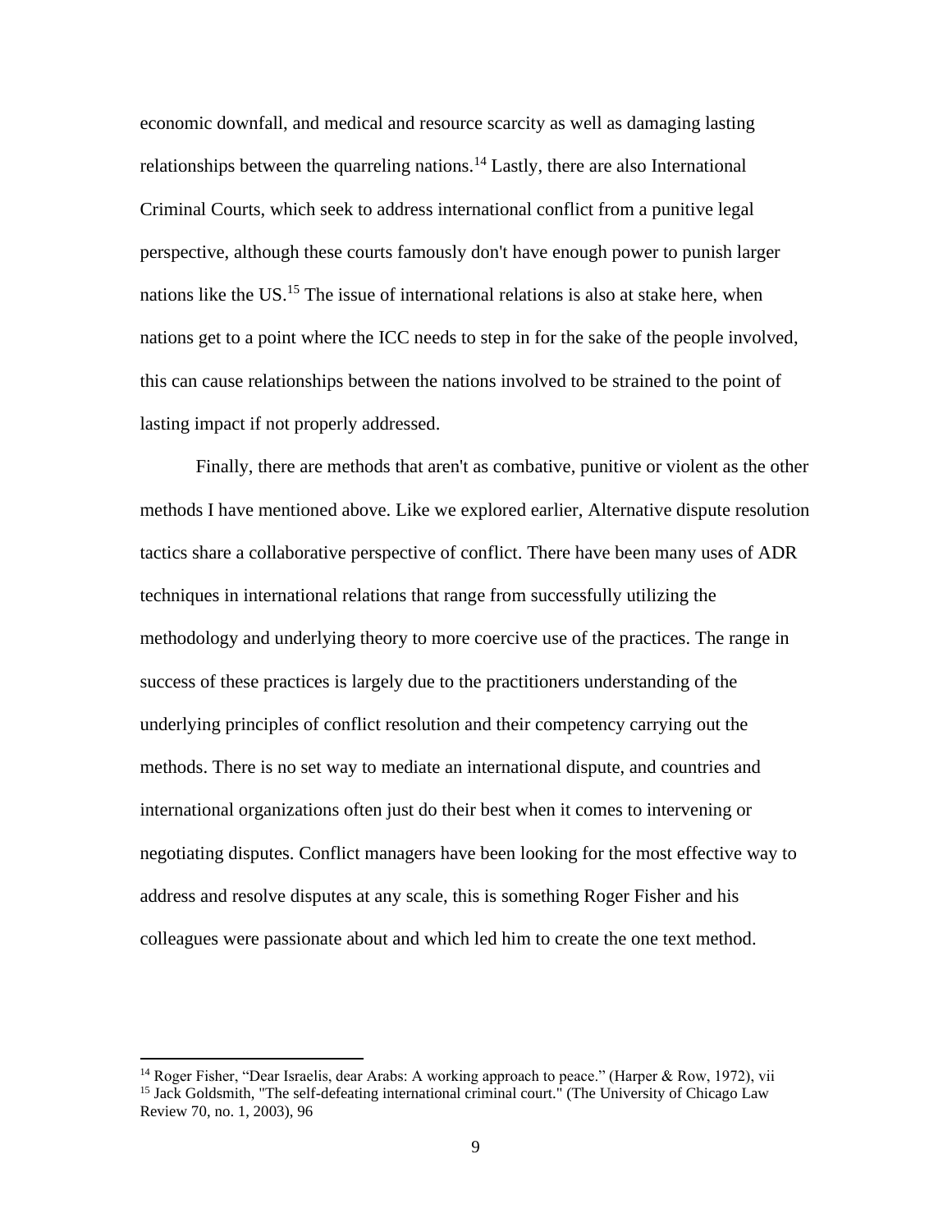economic downfall, and medical and resource scarcity as well as damaging lasting relationships between the quarreling nations.[14] Lastly, there are also International Criminal Courts, which seek to address international conflict from a punitive legal perspective, although these courts famously don't have enough power to punish larger nations like the US.[15] The issue of international relations is also at stake here, when nations get to a point where the ICC needs to step in for the sake of the people involved, this can cause relationships between the nations involved to be strained to the point of lasting impact if not properly addressed.

Finally, there are methods that aren't as combative, punitive or violent as the other methods I have mentioned above. Like we explored earlier, Alternative dispute resolution tactics share a collaborative perspective of conflict. There have been many uses of ADR techniques in international relations that range from successfully utilizing the methodology and underlying theory to more coercive use of the practices. The range in success of these practices is largely due to the practitioners understanding of the underlying principles of conflict resolution and their competency carrying out the methods. There is no set way to mediate an international dispute, and countries and international organizations often just do their best when it comes to intervening or negotiating disputes. Conflict managers have been looking for the most effective way to address and resolve disputes at any scale, this is something Roger Fisher and his colleagues were passionate about and which led him to create the one text method.

---

[14] Roger Fisher, "Dear Israelis, dear Arabs: A working approach to peace." (Harper & Row, 1972), vii

[15] Jack Goldsmith, "The self-defeating international criminal court." (The University of Chicago Law Review 70, no. 1, 2003), 96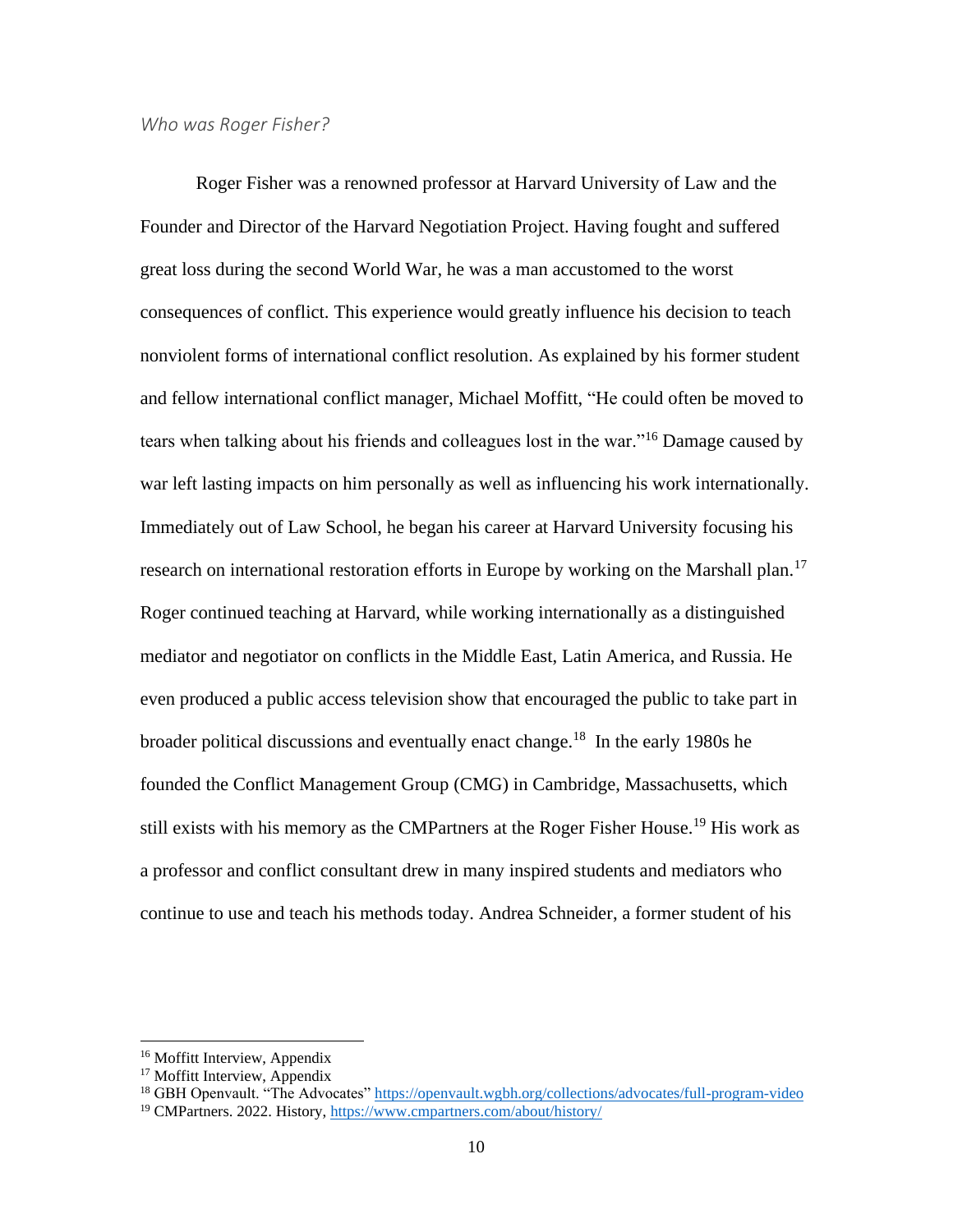### *Who was Roger Fisher?*

Roger Fisher was a renowned professor at Harvard University of Law and the Founder and Director of the Harvard Negotiation Project. Having fought and suffered great loss during the second World War, he was a man accustomed to the worst consequences of conflict. This experience would greatly influence his decision to teach nonviolent forms of international conflict resolution. As explained by his former student and fellow international conflict manager, Michael Moffitt, "He could often be moved to tears when talking about his friends and colleagues lost in the war."[16] Damage caused by war left lasting impacts on him personally as well as influencing his work internationally. Immediately out of Law School, he began his career at Harvard University focusing his research on international restoration efforts in Europe by working on the Marshall plan.[17] Roger continued teaching at Harvard, while working internationally as a distinguished mediator and negotiator on conflicts in the Middle East, Latin America, and Russia. He even produced a public access television show that encouraged the public to take part in broader political discussions and eventually enact change.[18] In the early 1980s he founded the Conflict Management Group (CMG) in Cambridge, Massachusetts, which still exists with his memory as the CMPartners at the Roger Fisher House.[19] His work as a professor and conflict consultant drew in many inspired students and mediators who continue to use and teach his methods today. Andrea Schneider, a former student of his

---

[16] Moffitt Interview, Appendix

[17] Moffitt Interview, Appendix

[18] GBH Openvault. "The Advocates" https://openvault.wgbh.org/collections/advocates/full-program-video

[19] CMPartners. 2022. History, https://www.cmpartners.com/about/history/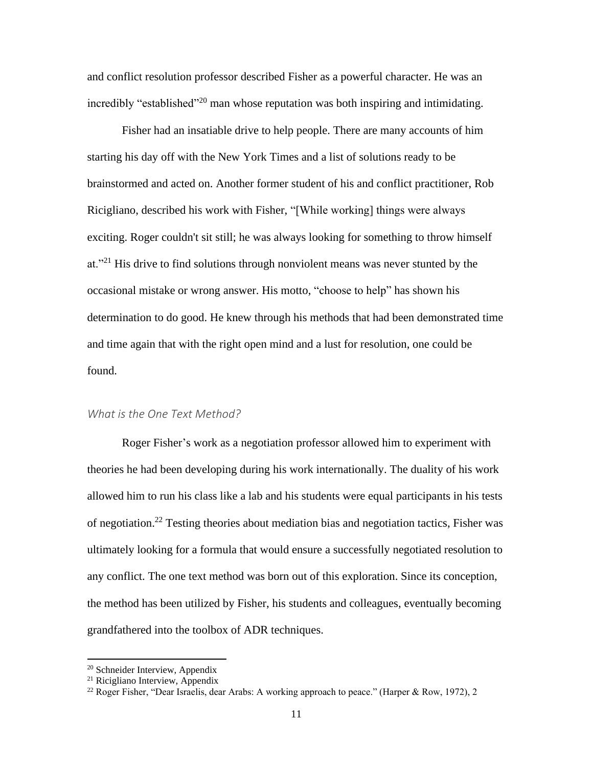and conflict resolution professor described Fisher as a powerful character. He was an incredibly "established"[20] man whose reputation was both inspiring and intimidating.

Fisher had an insatiable drive to help people. There are many accounts of him starting his day off with the New York Times and a list of solutions ready to be brainstormed and acted on. Another former student of his and conflict practitioner, Rob Ricigliano, described his work with Fisher, "[While working] things were always exciting. Roger couldn't sit still; he was always looking for something to throw himself at."[21] His drive to find solutions through nonviolent means was never stunted by the occasional mistake or wrong answer. His motto, "choose to help" has shown his determination to do good. He knew through his methods that had been demonstrated time and time again that with the right open mind and a lust for resolution, one could be found.

### *What is the One Text Method?*

Roger Fisher's work as a negotiation professor allowed him to experiment with theories he had been developing during his work internationally. The duality of his work allowed him to run his class like a lab and his students were equal participants in his tests of negotiation.[22] Testing theories about mediation bias and negotiation tactics, Fisher was ultimately looking for a formula that would ensure a successfully negotiated resolution to any conflict. The one text method was born out of this exploration. Since its conception, the method has been utilized by Fisher, his students and colleagues, eventually becoming grandfathered into the toolbox of ADR techniques.

---

[20] Schneider Interview, Appendix

[21] Ricigliano Interview, Appendix

[22] Roger Fisher, "Dear Israelis, dear Arabs: A working approach to peace." (Harper & Row, 1972), 2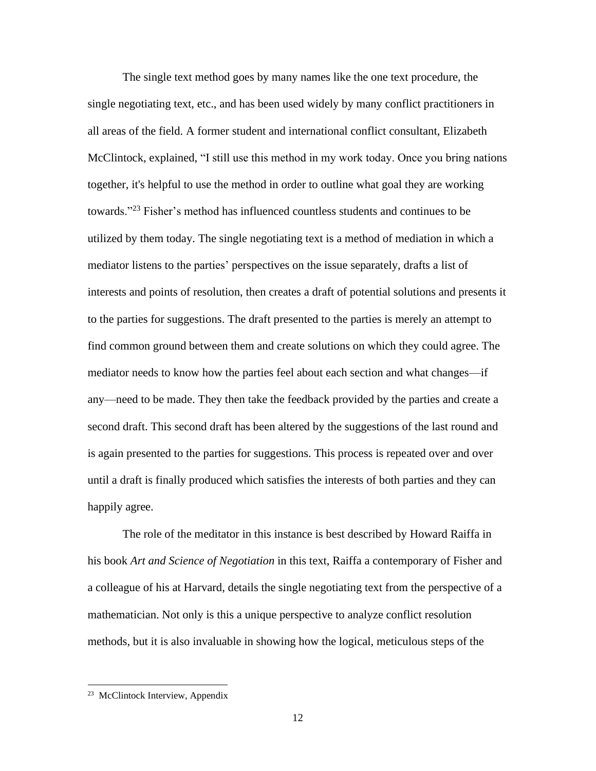The single text method goes by many names like the one text procedure, the single negotiating text, etc., and has been used widely by many conflict practitioners in all areas of the field. A former student and international conflict consultant, Elizabeth McClintock, explained, "I still use this method in my work today. Once you bring nations together, it's helpful to use the method in order to outline what goal they are working towards."[23] Fisher's method has influenced countless students and continues to be utilized by them today. The single negotiating text is a method of mediation in which a mediator listens to the parties' perspectives on the issue separately, drafts a list of interests and points of resolution, then creates a draft of potential solutions and presents it to the parties for suggestions. The draft presented to the parties is merely an attempt to find common ground between them and create solutions on which they could agree. The mediator needs to know how the parties feel about each section and what changes—if any—need to be made. They then take the feedback provided by the parties and create a second draft. This second draft has been altered by the suggestions of the last round and is again presented to the parties for suggestions. This process is repeated over and over until a draft is finally produced which satisfies the interests of both parties and they can happily agree.

The role of the meditator in this instance is best described by Howard Raiffa in his book *Art and Science of Negotiation* in this text, Raiffa a contemporary of Fisher and a colleague of his at Harvard, details the single negotiating text from the perspective of a mathematician. Not only is this a unique perspective to analyze conflict resolution methods, but it is also invaluable in showing how the logical, meticulous steps of the

[23] McClintock Interview, Appendix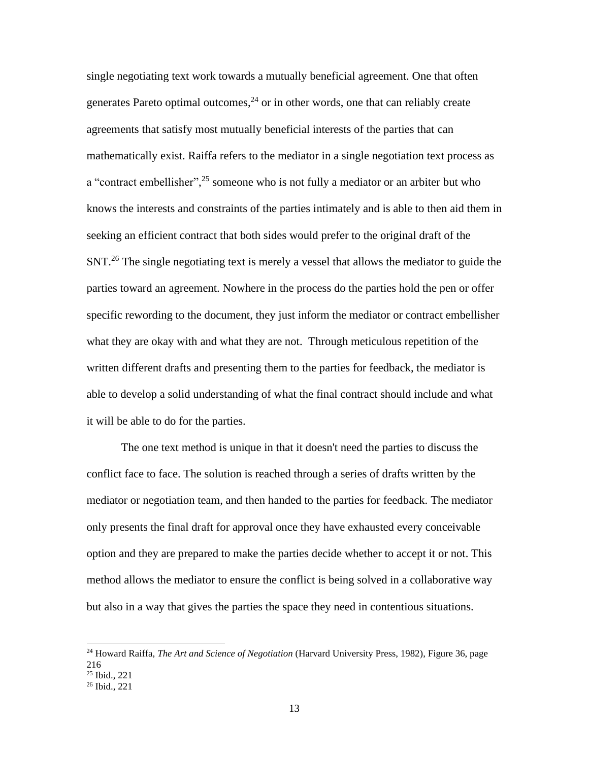single negotiating text work towards a mutually beneficial agreement. One that often generates Pareto optimal outcomes,[24] or in other words, one that can reliably create agreements that satisfy most mutually beneficial interests of the parties that can mathematically exist. Raiffa refers to the mediator in a single negotiation text process as a "contract embellisher",[25] someone who is not fully a mediator or an arbiter but who knows the interests and constraints of the parties intimately and is able to then aid them in seeking an efficient contract that both sides would prefer to the original draft of the SNT.[26] The single negotiating text is merely a vessel that allows the mediator to guide the parties toward an agreement. Nowhere in the process do the parties hold the pen or offer specific rewording to the document, they just inform the mediator or contract embellisher what they are okay with and what they are not. Through meticulous repetition of the written different drafts and presenting them to the parties for feedback, the mediator is able to develop a solid understanding of what the final contract should include and what it will be able to do for the parties.

The one text method is unique in that it doesn't need the parties to discuss the conflict face to face. The solution is reached through a series of drafts written by the mediator or negotiation team, and then handed to the parties for feedback. The mediator only presents the final draft for approval once they have exhausted every conceivable option and they are prepared to make the parties decide whether to accept it or not. This method allows the mediator to ensure the conflict is being solved in a collaborative way but also in a way that gives the parties the space they need in contentious situations.

---

[24] Howard Raiffa, *The Art and Science of Negotiation* (Harvard University Press, 1982), Figure 36, page 216

[25] Ibid., 221

[26] Ibid., 221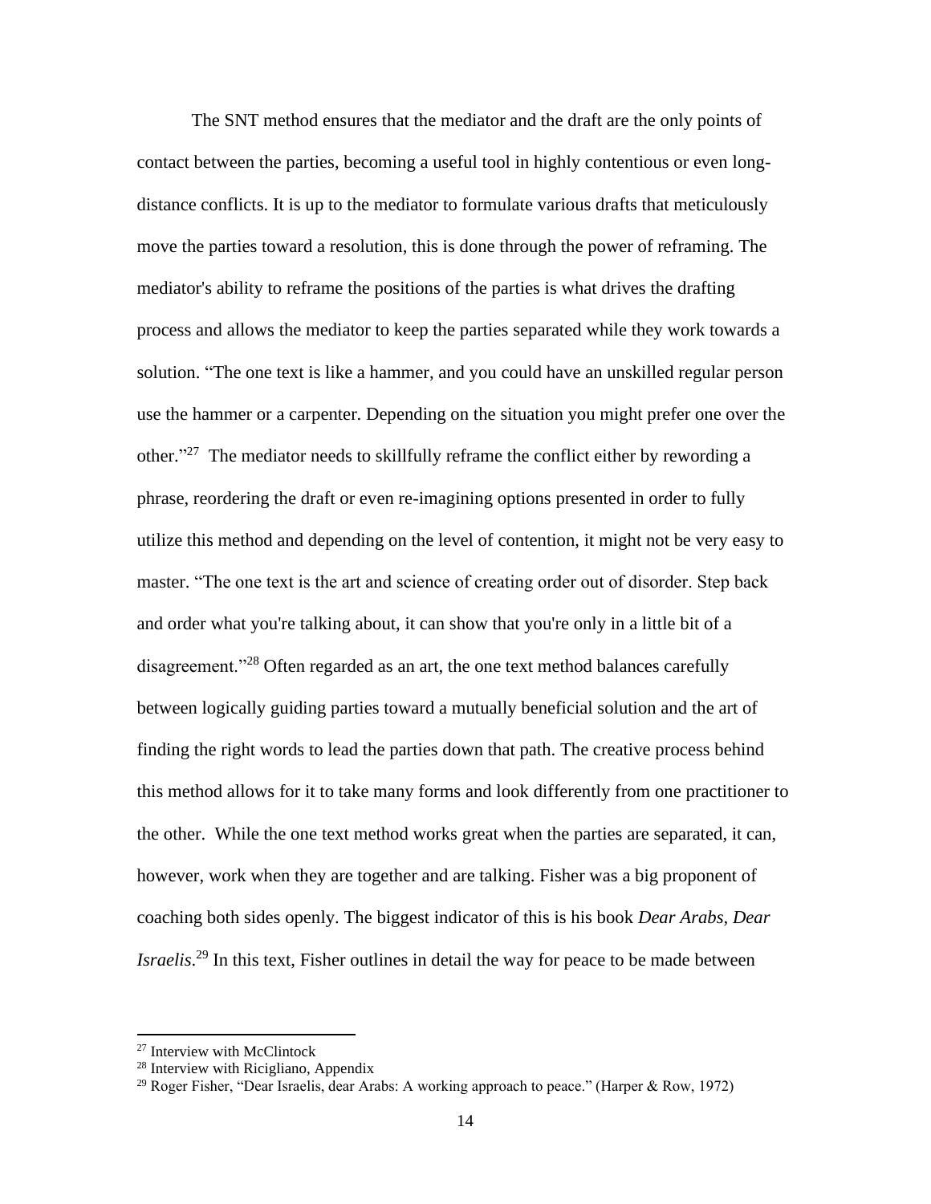The SNT method ensures that the mediator and the draft are the only points of contact between the parties, becoming a useful tool in highly contentious or even long-distance conflicts. It is up to the mediator to formulate various drafts that meticulously move the parties toward a resolution, this is done through the power of reframing. The mediator's ability to reframe the positions of the parties is what drives the drafting process and allows the mediator to keep the parties separated while they work towards a solution. "The one text is like a hammer, and you could have an unskilled regular person use the hammer or a carpenter. Depending on the situation you might prefer one over the other."[27] The mediator needs to skillfully reframe the conflict either by rewording a phrase, reordering the draft or even re-imagining options presented in order to fully utilize this method and depending on the level of contention, it might not be very easy to master. "The one text is the art and science of creating order out of disorder. Step back and order what you're talking about, it can show that you're only in a little bit of a disagreement."[28] Often regarded as an art, the one text method balances carefully between logically guiding parties toward a mutually beneficial solution and the art of finding the right words to lead the parties down that path. The creative process behind this method allows for it to take many forms and look differently from one practitioner to the other. While the one text method works great when the parties are separated, it can, however, work when they are together and are talking. Fisher was a big proponent of coaching both sides openly. The biggest indicator of this is his book *Dear Arabs, Dear Israelis*.[29] In this text, Fisher outlines in detail the way for peace to be made between

---

[27] Interview with McClintock

[28] Interview with Ricigliano, Appendix

[29] Roger Fisher, "Dear Israelis, dear Arabs: A working approach to peace." (Harper & Row, 1972)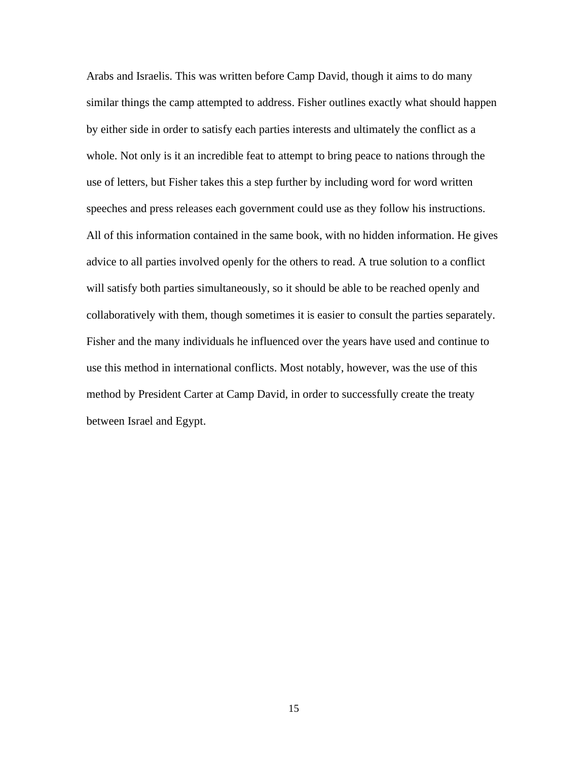Arabs and Israelis. This was written before Camp David, though it aims to do many similar things the camp attempted to address. Fisher outlines exactly what should happen by either side in order to satisfy each parties interests and ultimately the conflict as a whole. Not only is it an incredible feat to attempt to bring peace to nations through the use of letters, but Fisher takes this a step further by including word for word written speeches and press releases each government could use as they follow his instructions. All of this information contained in the same book, with no hidden information. He gives advice to all parties involved openly for the others to read. A true solution to a conflict will satisfy both parties simultaneously, so it should be able to be reached openly and collaboratively with them, though sometimes it is easier to consult the parties separately. Fisher and the many individuals he influenced over the years have used and continue to use this method in international conflicts. Most notably, however, was the use of this method by President Carter at Camp David, in order to successfully create the treaty between Israel and Egypt.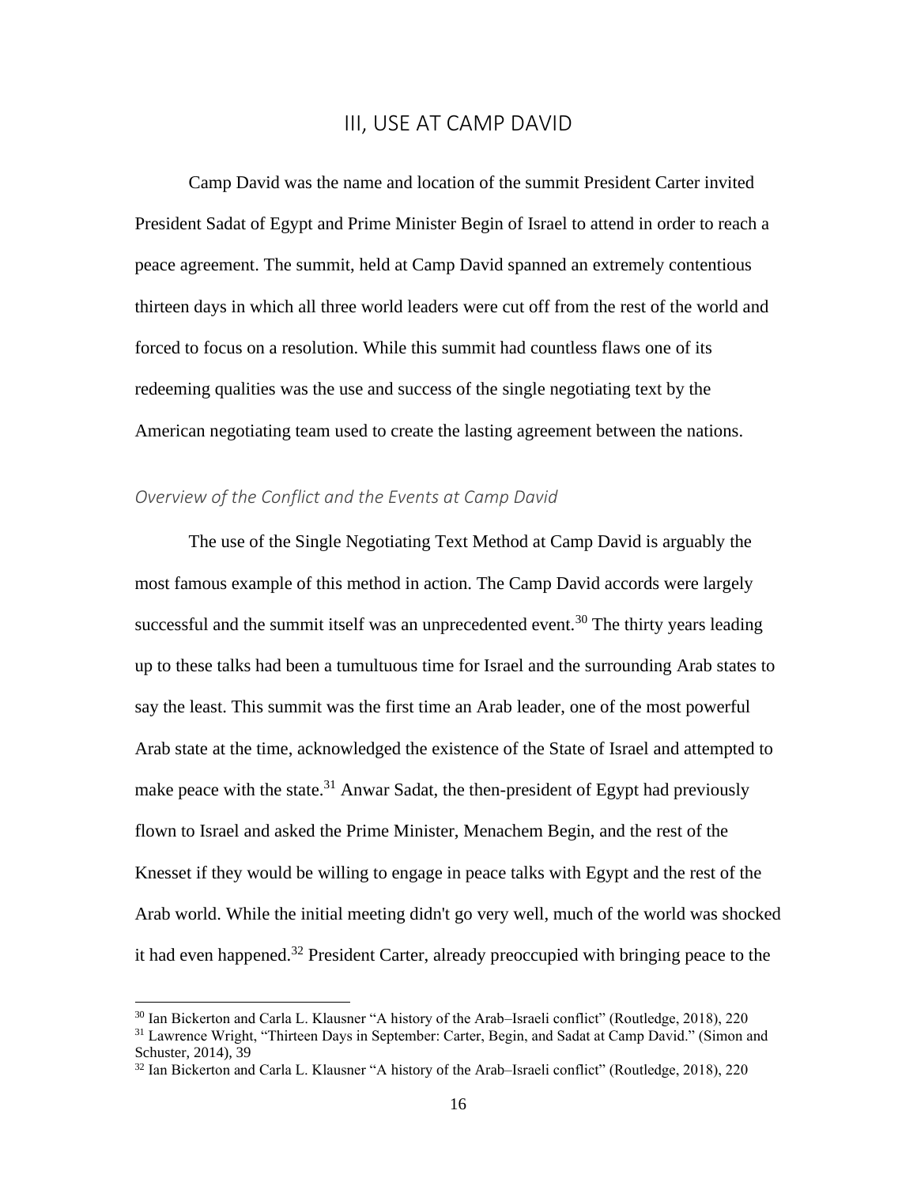## III, USE AT CAMP DAVID

Camp David was the name and location of the summit President Carter invited President Sadat of Egypt and Prime Minister Begin of Israel to attend in order to reach a peace agreement. The summit, held at Camp David spanned an extremely contentious thirteen days in which all three world leaders were cut off from the rest of the world and forced to focus on a resolution. While this summit had countless flaws one of its redeeming qualities was the use and success of the single negotiating text by the American negotiating team used to create the lasting agreement between the nations.

### *Overview of the Conflict and the Events at Camp David*

The use of the Single Negotiating Text Method at Camp David is arguably the most famous example of this method in action. The Camp David accords were largely successful and the summit itself was an unprecedented event.[30] The thirty years leading up to these talks had been a tumultuous time for Israel and the surrounding Arab states to say the least. This summit was the first time an Arab leader, one of the most powerful Arab state at the time, acknowledged the existence of the State of Israel and attempted to make peace with the state.[31] Anwar Sadat, the then-president of Egypt had previously flown to Israel and asked the Prime Minister, Menachem Begin, and the rest of the Knesset if they would be willing to engage in peace talks with Egypt and the rest of the Arab world. While the initial meeting didn't go very well, much of the world was shocked it had even happened.[32] President Carter, already preoccupied with bringing peace to the

---

[30] Ian Bickerton and Carla L. Klausner "A history of the Arab–Israeli conflict" (Routledge, 2018), 220

[31] Lawrence Wright, "Thirteen Days in September: Carter, Begin, and Sadat at Camp David." (Simon and Schuster, 2014), 39

[32] Ian Bickerton and Carla L. Klausner "A history of the Arab–Israeli conflict" (Routledge, 2018), 220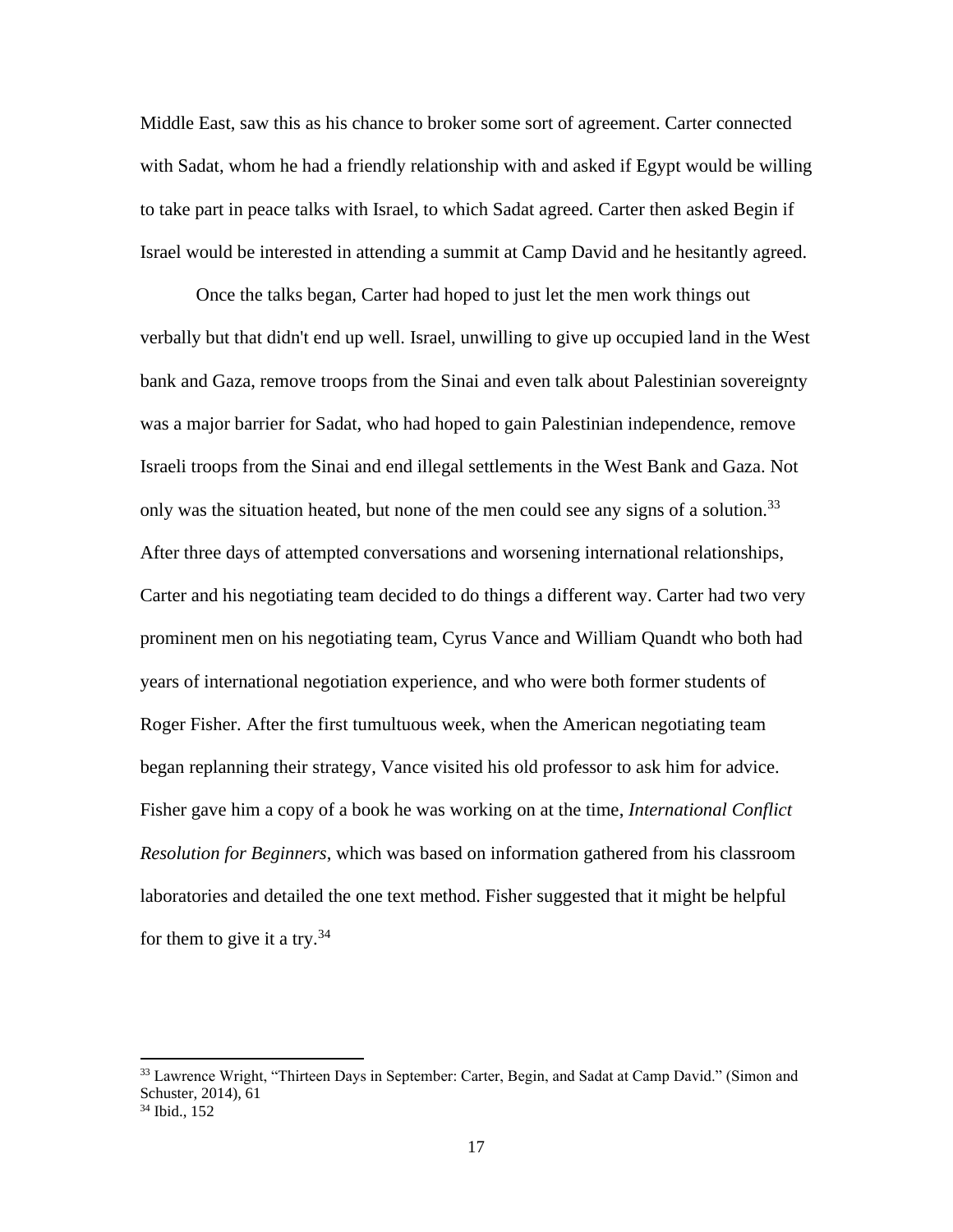Middle East, saw this as his chance to broker some sort of agreement. Carter connected with Sadat, whom he had a friendly relationship with and asked if Egypt would be willing to take part in peace talks with Israel, to which Sadat agreed. Carter then asked Begin if Israel would be interested in attending a summit at Camp David and he hesitantly agreed.

Once the talks began, Carter had hoped to just let the men work things out verbally but that didn't end up well. Israel, unwilling to give up occupied land in the West bank and Gaza, remove troops from the Sinai and even talk about Palestinian sovereignty was a major barrier for Sadat, who had hoped to gain Palestinian independence, remove Israeli troops from the Sinai and end illegal settlements in the West Bank and Gaza. Not only was the situation heated, but none of the men could see any signs of a solution.[33] After three days of attempted conversations and worsening international relationships, Carter and his negotiating team decided to do things a different way. Carter had two very prominent men on his negotiating team, Cyrus Vance and William Quandt who both had years of international negotiation experience, and who were both former students of Roger Fisher. After the first tumultuous week, when the American negotiating team began replanning their strategy, Vance visited his old professor to ask him for advice. Fisher gave him a copy of a book he was working on at the time, *International Conflict Resolution for Beginners*, which was based on information gathered from his classroom laboratories and detailed the one text method. Fisher suggested that it might be helpful for them to give it a try.[34]

---

[33] Lawrence Wright, "Thirteen Days in September: Carter, Begin, and Sadat at Camp David." (Simon and Schuster, 2014), 61

[34] Ibid., 152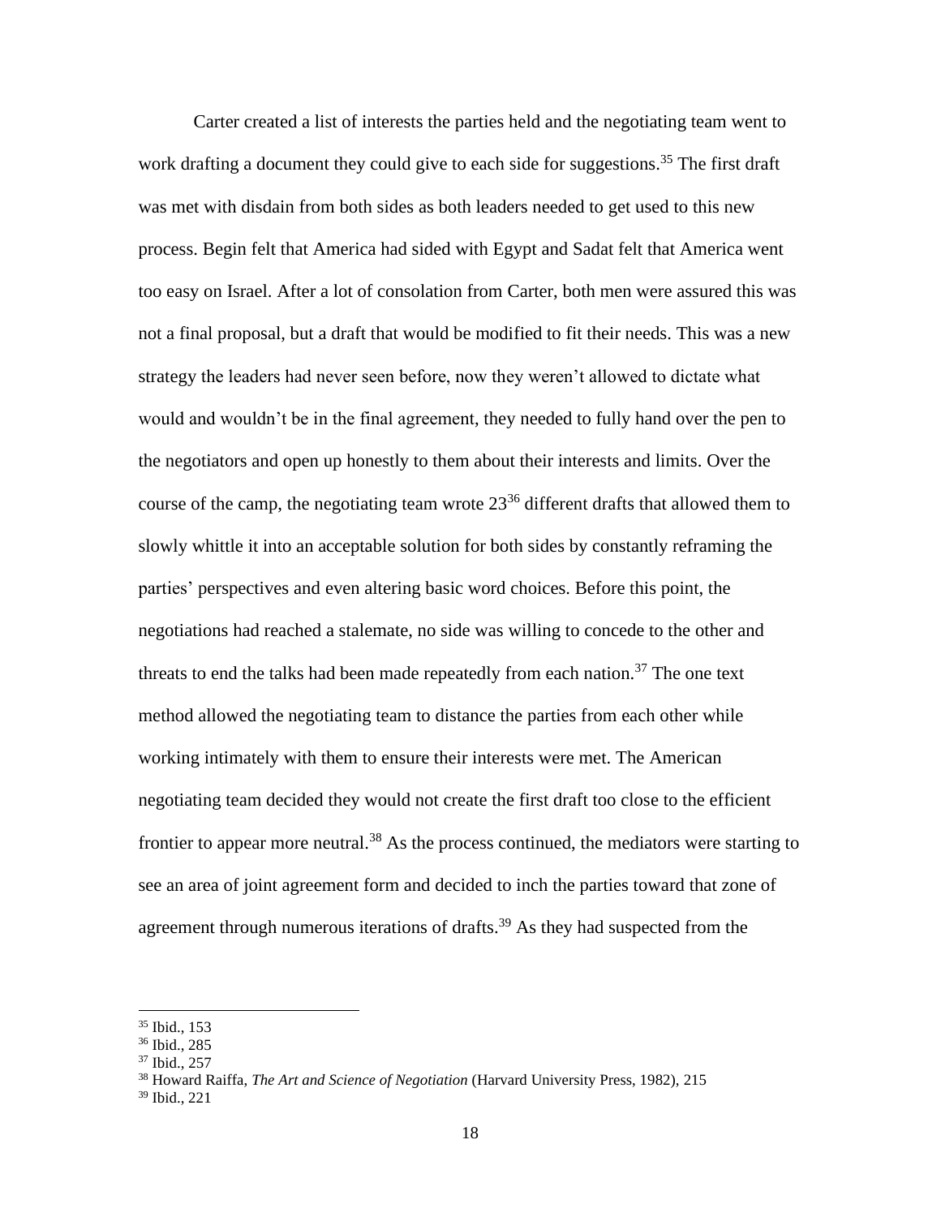Carter created a list of interests the parties held and the negotiating team went to work drafting a document they could give to each side for suggestions.[35] The first draft was met with disdain from both sides as both leaders needed to get used to this new process. Begin felt that America had sided with Egypt and Sadat felt that America went too easy on Israel. After a lot of consolation from Carter, both men were assured this was not a final proposal, but a draft that would be modified to fit their needs. This was a new strategy the leaders had never seen before, now they weren't allowed to dictate what would and wouldn't be in the final agreement, they needed to fully hand over the pen to the negotiators and open up honestly to them about their interests and limits. Over the course of the camp, the negotiating team wrote 23[36] different drafts that allowed them to slowly whittle it into an acceptable solution for both sides by constantly reframing the parties' perspectives and even altering basic word choices. Before this point, the negotiations had reached a stalemate, no side was willing to concede to the other and threats to end the talks had been made repeatedly from each nation.[37] The one text method allowed the negotiating team to distance the parties from each other while working intimately with them to ensure their interests were met. The American negotiating team decided they would not create the first draft too close to the efficient frontier to appear more neutral.[38] As the process continued, the mediators were starting to see an area of joint agreement form and decided to inch the parties toward that zone of agreement through numerous iterations of drafts.[39] As they had suspected from the

---

[35] Ibid., 153
[36] Ibid., 285
[37] Ibid., 257
[38] Howard Raiffa, *The Art and Science of Negotiation* (Harvard University Press, 1982), 215
[39] Ibid., 221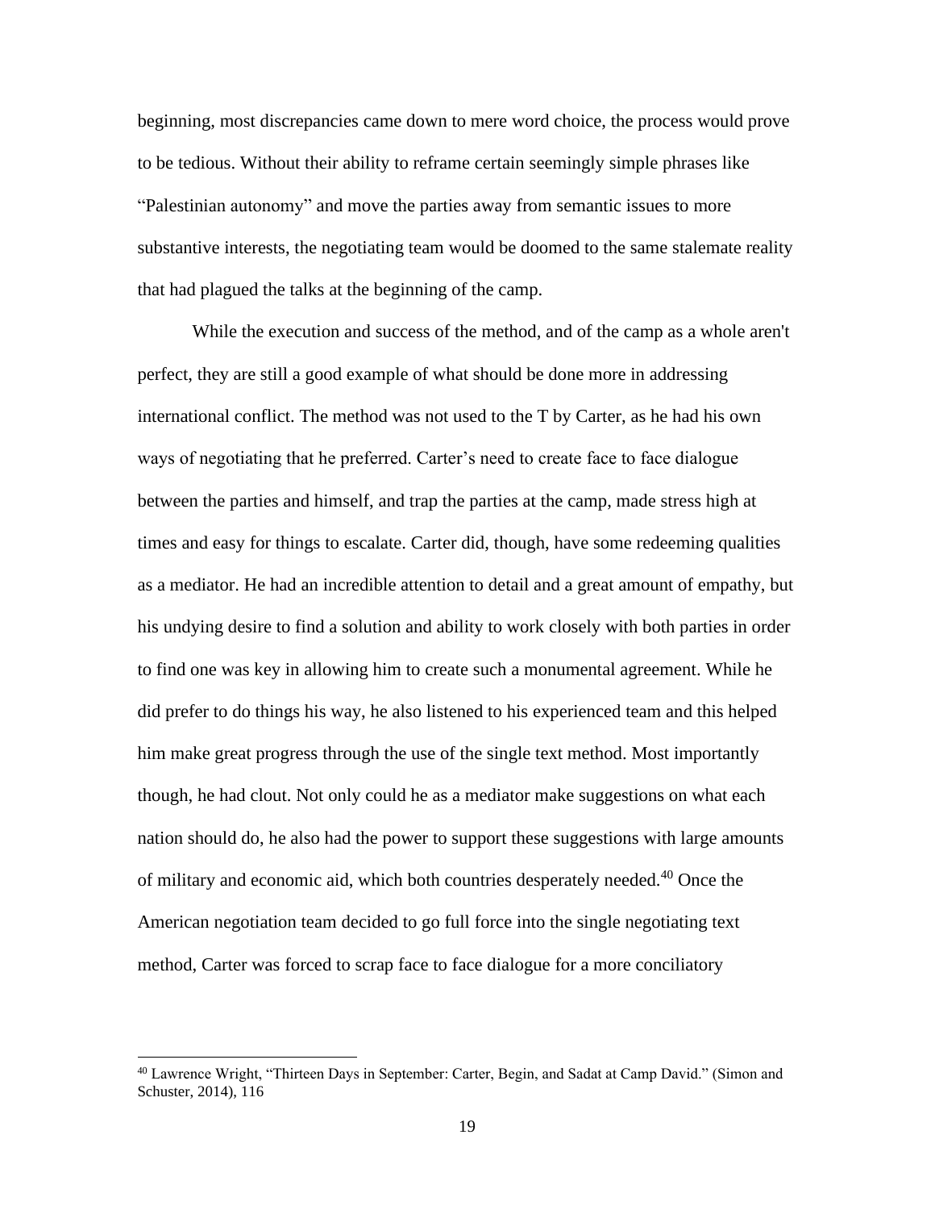beginning, most discrepancies came down to mere word choice, the process would prove to be tedious. Without their ability to reframe certain seemingly simple phrases like "Palestinian autonomy" and move the parties away from semantic issues to more substantive interests, the negotiating team would be doomed to the same stalemate reality that had plagued the talks at the beginning of the camp.

While the execution and success of the method, and of the camp as a whole aren't perfect, they are still a good example of what should be done more in addressing international conflict. The method was not used to the T by Carter, as he had his own ways of negotiating that he preferred. Carter's need to create face to face dialogue between the parties and himself, and trap the parties at the camp, made stress high at times and easy for things to escalate. Carter did, though, have some redeeming qualities as a mediator. He had an incredible attention to detail and a great amount of empathy, but his undying desire to find a solution and ability to work closely with both parties in order to find one was key in allowing him to create such a monumental agreement. While he did prefer to do things his way, he also listened to his experienced team and this helped him make great progress through the use of the single text method. Most importantly though, he had clout. Not only could he as a mediator make suggestions on what each nation should do, he also had the power to support these suggestions with large amounts of military and economic aid, which both countries desperately needed.[40] Once the American negotiation team decided to go full force into the single negotiating text method, Carter was forced to scrap face to face dialogue for a more conciliatory

[40] Lawrence Wright, "Thirteen Days in September: Carter, Begin, and Sadat at Camp David." (Simon and Schuster, 2014), 116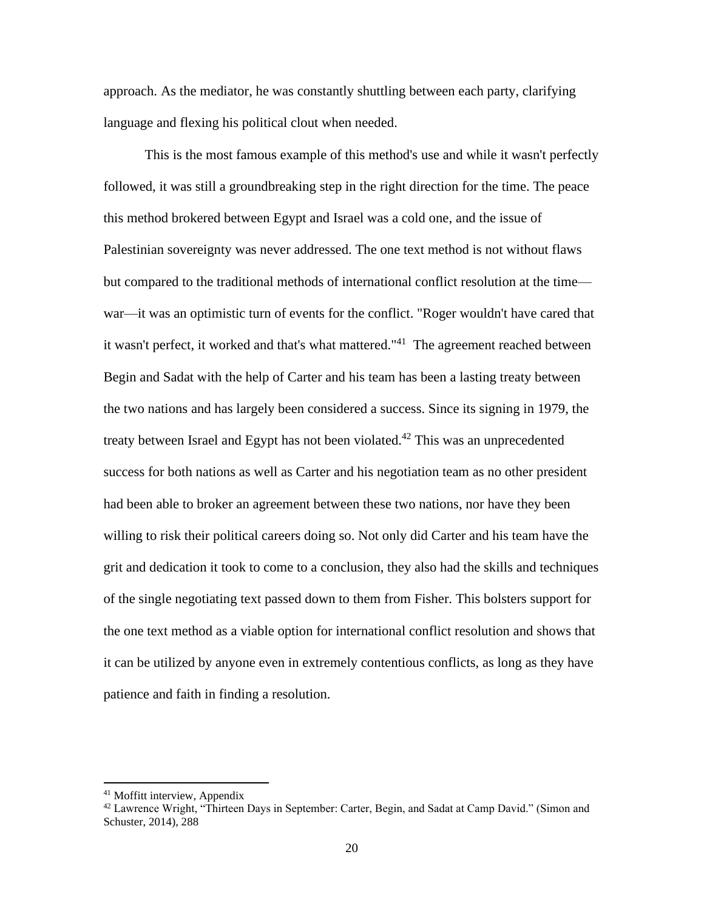approach. As the mediator, he was constantly shuttling between each party, clarifying language and flexing his political clout when needed.

This is the most famous example of this method's use and while it wasn't perfectly followed, it was still a groundbreaking step in the right direction for the time. The peace this method brokered between Egypt and Israel was a cold one, and the issue of Palestinian sovereignty was never addressed. The one text method is not without flaws but compared to the traditional methods of international conflict resolution at the time—war—it was an optimistic turn of events for the conflict. "Roger wouldn't have cared that it wasn't perfect, it worked and that's what mattered."[41] The agreement reached between Begin and Sadat with the help of Carter and his team has been a lasting treaty between the two nations and has largely been considered a success. Since its signing in 1979, the treaty between Israel and Egypt has not been violated.[42] This was an unprecedented success for both nations as well as Carter and his negotiation team as no other president had been able to broker an agreement between these two nations, nor have they been willing to risk their political careers doing so. Not only did Carter and his team have the grit and dedication it took to come to a conclusion, they also had the skills and techniques of the single negotiating text passed down to them from Fisher. This bolsters support for the one text method as a viable option for international conflict resolution and shows that it can be utilized by anyone even in extremely contentious conflicts, as long as they have patience and faith in finding a resolution.

---

[41] Moffitt interview, Appendix

[42] Lawrence Wright, "Thirteen Days in September: Carter, Begin, and Sadat at Camp David." (Simon and Schuster, 2014), 288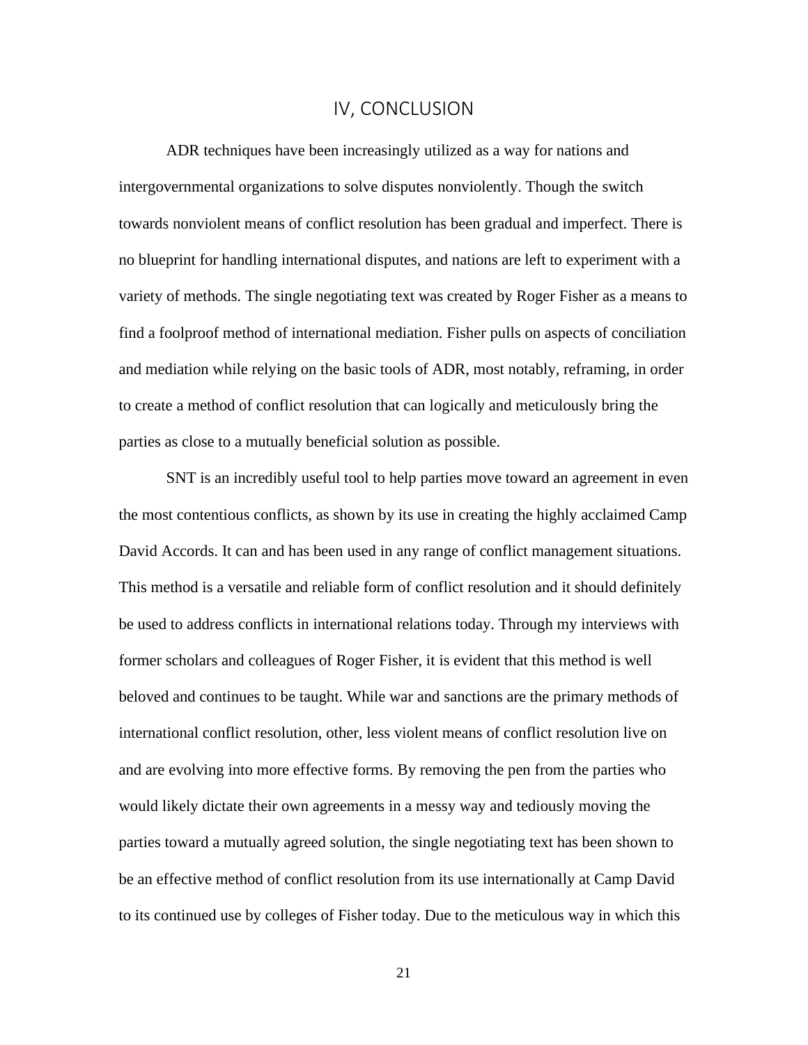# IV, CONCLUSION

ADR techniques have been increasingly utilized as a way for nations and intergovernmental organizations to solve disputes nonviolently. Though the switch towards nonviolent means of conflict resolution has been gradual and imperfect. There is no blueprint for handling international disputes, and nations are left to experiment with a variety of methods. The single negotiating text was created by Roger Fisher as a means to find a foolproof method of international mediation. Fisher pulls on aspects of conciliation and mediation while relying on the basic tools of ADR, most notably, reframing, in order to create a method of conflict resolution that can logically and meticulously bring the parties as close to a mutually beneficial solution as possible.

SNT is an incredibly useful tool to help parties move toward an agreement in even the most contentious conflicts, as shown by its use in creating the highly acclaimed Camp David Accords. It can and has been used in any range of conflict management situations. This method is a versatile and reliable form of conflict resolution and it should definitely be used to address conflicts in international relations today. Through my interviews with former scholars and colleagues of Roger Fisher, it is evident that this method is well beloved and continues to be taught. While war and sanctions are the primary methods of international conflict resolution, other, less violent means of conflict resolution live on and are evolving into more effective forms. By removing the pen from the parties who would likely dictate their own agreements in a messy way and tediously moving the parties toward a mutually agreed solution, the single negotiating text has been shown to be an effective method of conflict resolution from its use internationally at Camp David to its continued use by colleges of Fisher today. Due to the meticulous way in which this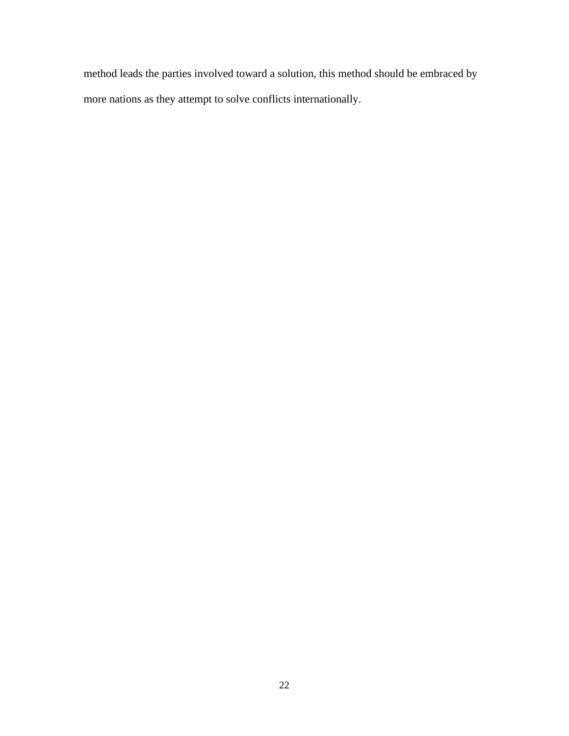method leads the parties involved toward a solution, this method should be embraced by more nations as they attempt to solve conflicts internationally.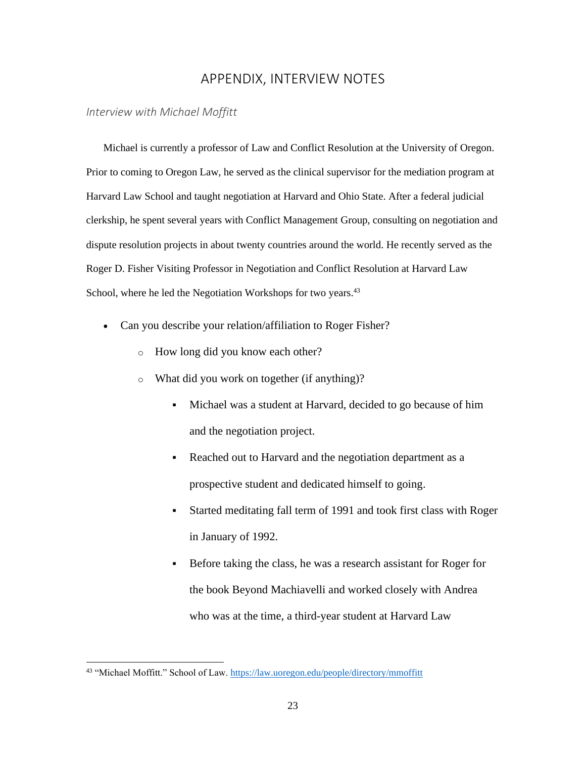# APPENDIX, INTERVIEW NOTES

## *Interview with Michael Moffitt*

Michael is currently a professor of Law and Conflict Resolution at the University of Oregon. Prior to coming to Oregon Law, he served as the clinical supervisor for the mediation program at Harvard Law School and taught negotiation at Harvard and Ohio State. After a federal judicial clerkship, he spent several years with Conflict Management Group, consulting on negotiation and dispute resolution projects in about twenty countries around the world. He recently served as the Roger D. Fisher Visiting Professor in Negotiation and Conflict Resolution at Harvard Law School, where he led the Negotiation Workshops for two years.[43]

- Can you describe your relation/affiliation to Roger Fisher?
  - How long did you know each other?
  - What did you work on together (if anything)?
    - Michael was a student at Harvard, decided to go because of him and the negotiation project.
    - Reached out to Harvard and the negotiation department as a prospective student and dedicated himself to going.
    - Started meditating fall term of 1991 and took first class with Roger in January of 1992.
    - Before taking the class, he was a research assistant for Roger for the book Beyond Machiavelli and worked closely with Andrea who was at the time, a third-year student at Harvard Law

[43] "Michael Moffitt." School of Law. https://law.uoregon.edu/people/directory/mmoffitt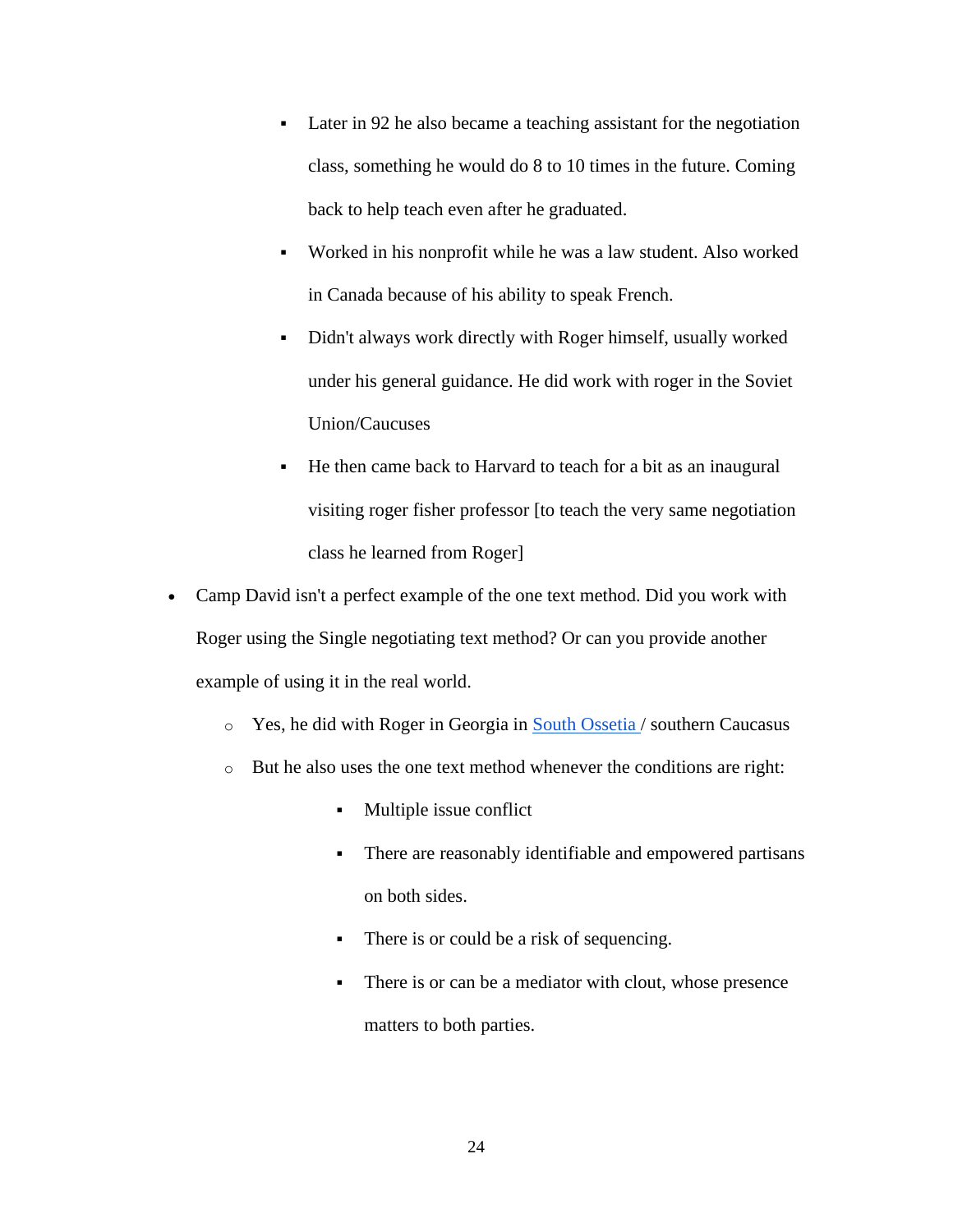- Later in 92 he also became a teaching assistant for the negotiation class, something he would do 8 to 10 times in the future. Coming back to help teach even after he graduated.
        - Worked in his nonprofit while he was a law student. Also worked in Canada because of his ability to speak French.
        - Didn't always work directly with Roger himself, usually worked under his general guidance. He did work with roger in the Soviet Union/Caucuses
        - He then came back to Harvard to teach for a bit as an inaugural visiting roger fisher professor [to teach the very same negotiation class he learned from Roger]

- Camp David isn't a perfect example of the one text method. Did you work with Roger using the Single negotiating text method? Or can you provide another example of using it in the real world.
    - Yes, he did with Roger in Georgia in South Ossetia / southern Caucasus
    - But he also uses the one text method whenever the conditions are right:
        - Multiple issue conflict
        - There are reasonably identifiable and empowered partisans on both sides.
        - There is or could be a risk of sequencing.
        - There is or can be a mediator with clout, whose presence matters to both parties.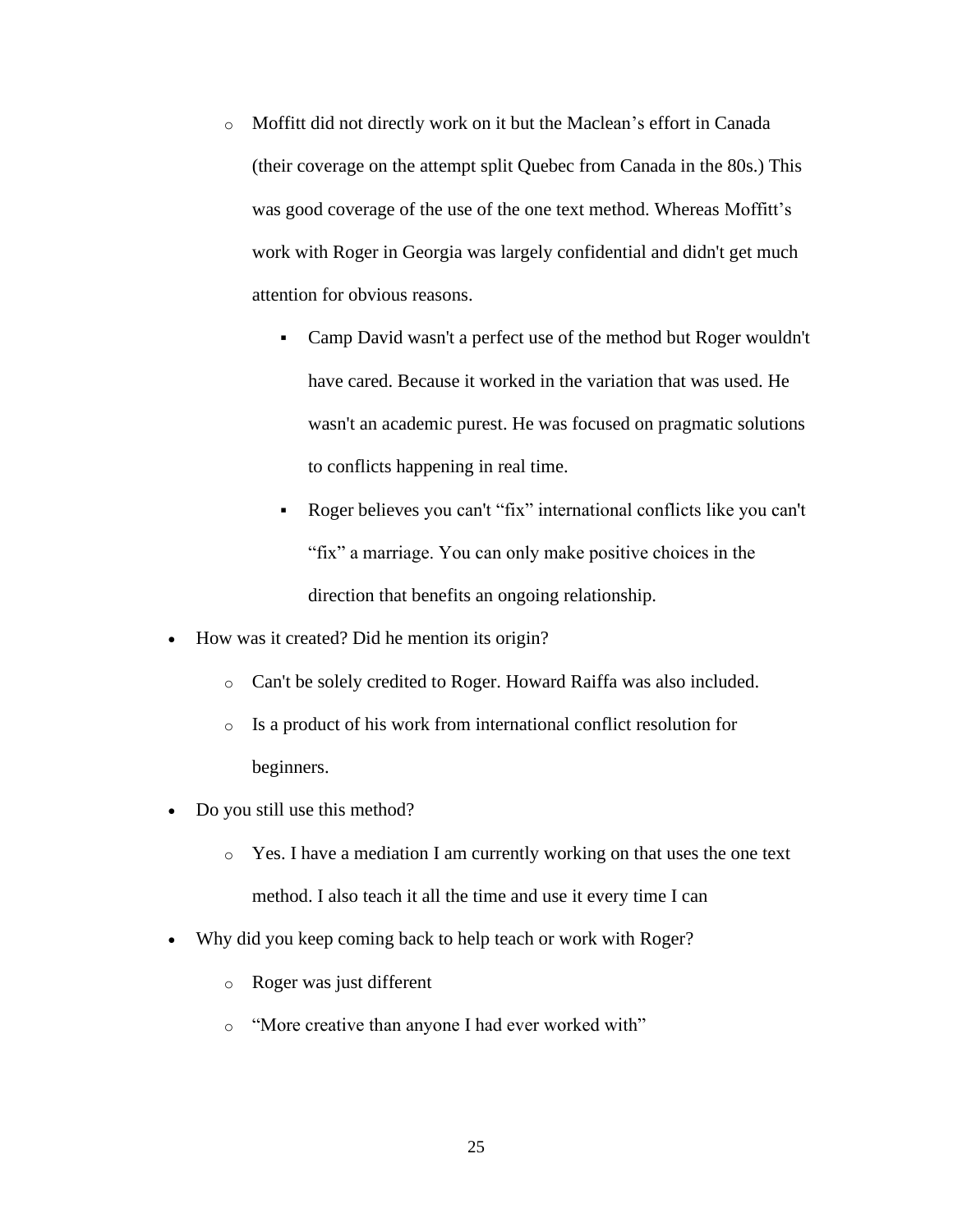- Moffitt did not directly work on it but the Maclean's effort in Canada (their coverage on the attempt split Quebec from Canada in the 80s.) This was good coverage of the use of the one text method. Whereas Moffitt's work with Roger in Georgia was largely confidential and didn't get much attention for obvious reasons.
    - Camp David wasn't a perfect use of the method but Roger wouldn't have cared. Because it worked in the variation that was used. He wasn't an academic purest. He was focused on pragmatic solutions to conflicts happening in real time.
    - Roger believes you can't "fix" international conflicts like you can't "fix" a marriage. You can only make positive choices in the direction that benefits an ongoing relationship.
- How was it created? Did he mention its origin?
  - Can't be solely credited to Roger. Howard Raiffa was also included.
  - Is a product of his work from international conflict resolution for beginners.
- Do you still use this method?
  - Yes. I have a mediation I am currently working on that uses the one text method. I also teach it all the time and use it every time I can
- Why did you keep coming back to help teach or work with Roger?
  - Roger was just different
  - "More creative than anyone I had ever worked with"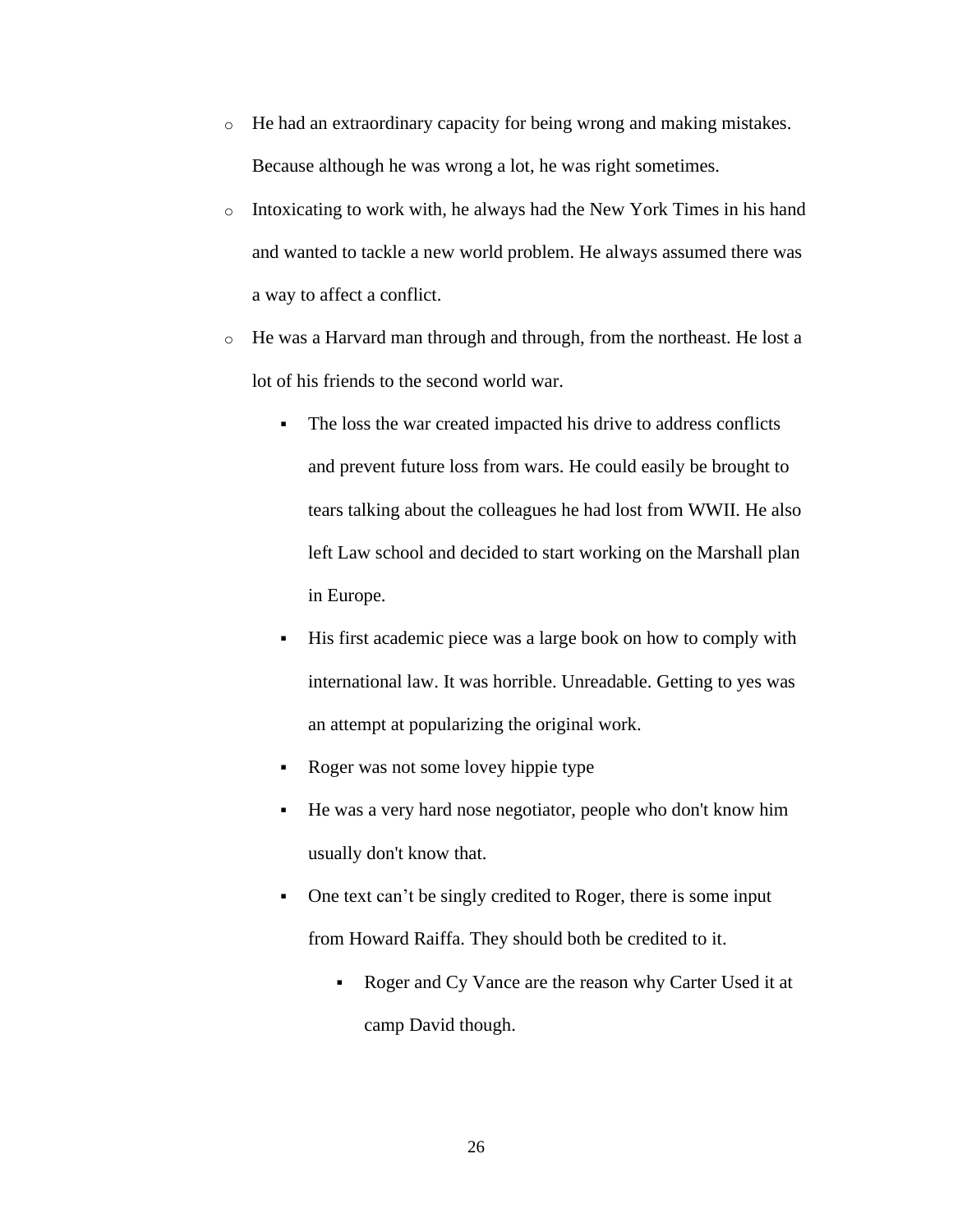- He had an extraordinary capacity for being wrong and making mistakes. Because although he was wrong a lot, he was right sometimes.
- Intoxicating to work with, he always had the New York Times in his hand and wanted to tackle a new world problem. He always assumed there was a way to affect a conflict.
- He was a Harvard man through and through, from the northeast. He lost a lot of his friends to the second world war.
  - The loss the war created impacted his drive to address conflicts and prevent future loss from wars. He could easily be brought to tears talking about the colleagues he had lost from WWII. He also left Law school and decided to start working on the Marshall plan in Europe.
  - His first academic piece was a large book on how to comply with international law. It was horrible. Unreadable. Getting to yes was an attempt at popularizing the original work.
  - Roger was not some lovey hippie type
  - He was a very hard nose negotiator, people who don't know him usually don't know that.
  - One text can't be singly credited to Roger, there is some input from Howard Raiffa. They should both be credited to it.
    - Roger and Cy Vance are the reason why Carter Used it at camp David though.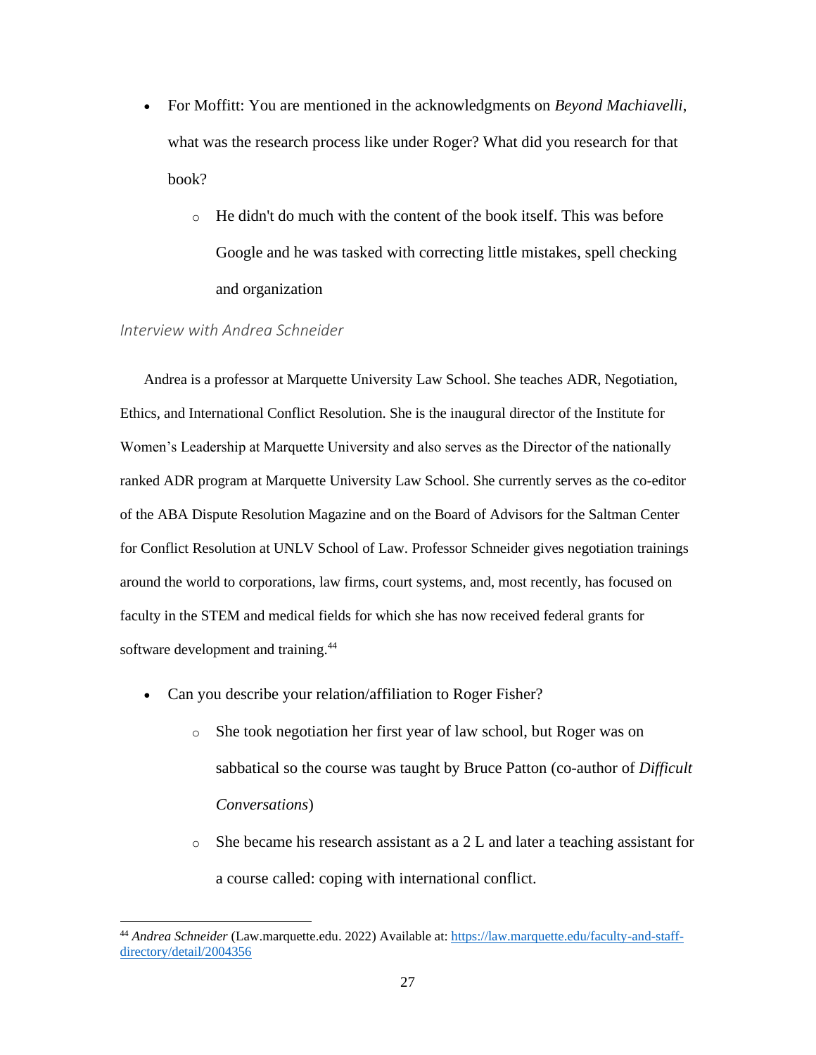- For Moffitt: You are mentioned in the acknowledgments on *Beyond Machiavelli*, what was the research process like under Roger? What did you research for that book?
    - He didn't do much with the content of the book itself. This was before Google and he was tasked with correcting little mistakes, spell checking and organization

### *Interview with Andrea Schneider*

Andrea is a professor at Marquette University Law School. She teaches ADR, Negotiation, Ethics, and International Conflict Resolution. She is the inaugural director of the Institute for Women's Leadership at Marquette University and also serves as the Director of the nationally ranked ADR program at Marquette University Law School. She currently serves as the co-editor of the ABA Dispute Resolution Magazine and on the Board of Advisors for the Saltman Center for Conflict Resolution at UNLV School of Law. Professor Schneider gives negotiation trainings around the world to corporations, law firms, court systems, and, most recently, has focused on faculty in the STEM and medical fields for which she has now received federal grants for software development and training.[44]

- Can you describe your relation/affiliation to Roger Fisher?
    - She took negotiation her first year of law school, but Roger was on sabbatical so the course was taught by Bruce Patton (co-author of *Difficult Conversations*)
    - She became his research assistant as a 2 L and later a teaching assistant for a course called: coping with international conflict.

---

[44] *Andrea Schneider* (Law.marquette.edu. 2022) Available at: https://law.marquette.edu/faculty-and-staff-directory/detail/2004356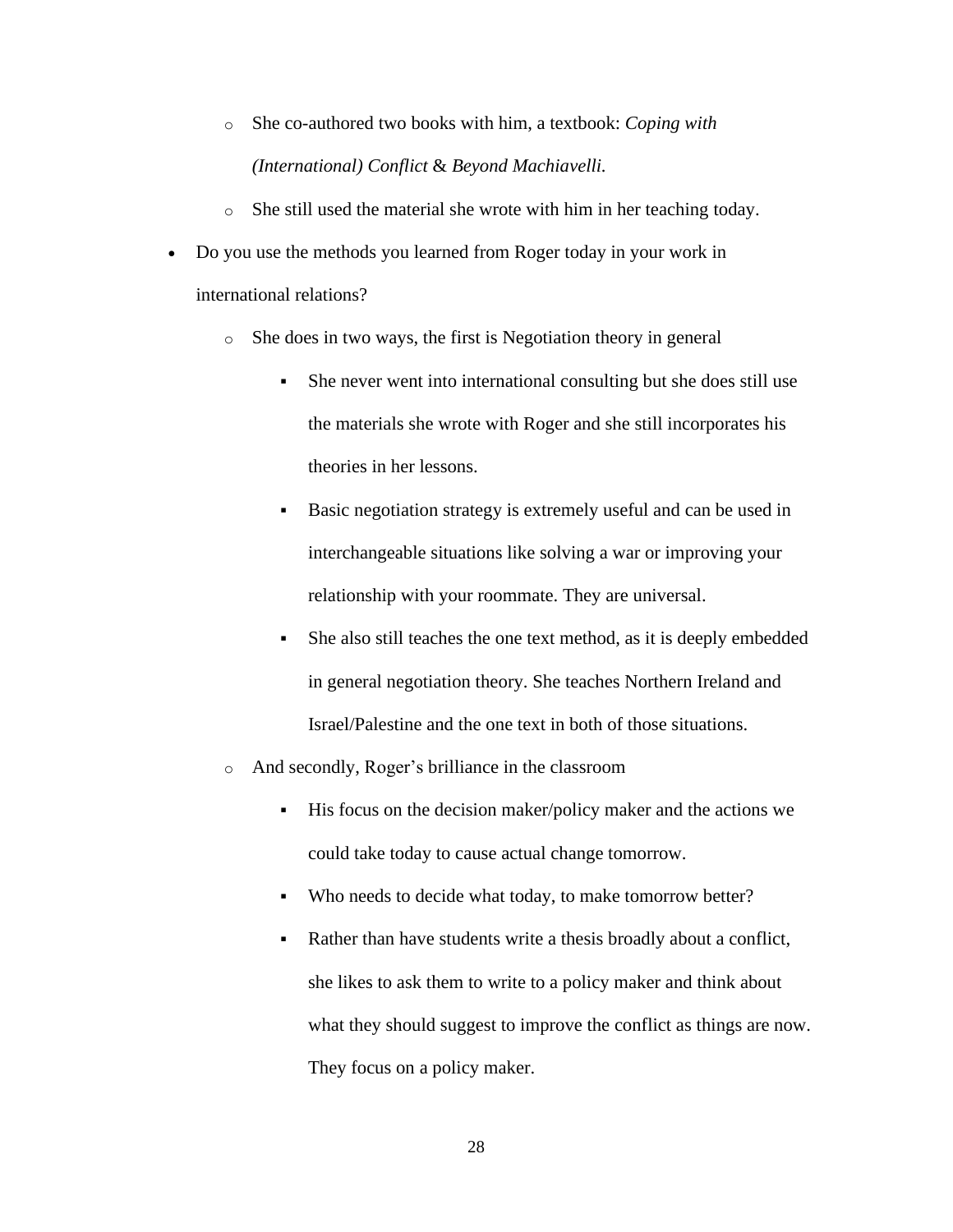- She co-authored two books with him, a textbook: *Coping with (International) Conflict* & *Beyond Machiavelli.*
    - She still used the material she wrote with him in her teaching today.
- Do you use the methods you learned from Roger today in your work in international relations?
    - She does in two ways, the first is Negotiation theory in general
        - She never went into international consulting but she does still use the materials she wrote with Roger and she still incorporates his theories in her lessons.
        - Basic negotiation strategy is extremely useful and can be used in interchangeable situations like solving a war or improving your relationship with your roommate. They are universal.
        - She also still teaches the one text method, as it is deeply embedded in general negotiation theory. She teaches Northern Ireland and Israel/Palestine and the one text in both of those situations.
    - And secondly, Roger's brilliance in the classroom
        - His focus on the decision maker/policy maker and the actions we could take today to cause actual change tomorrow.
        - Who needs to decide what today, to make tomorrow better?
        - Rather than have students write a thesis broadly about a conflict, she likes to ask them to write to a policy maker and think about what they should suggest to improve the conflict as things are now. They focus on a policy maker.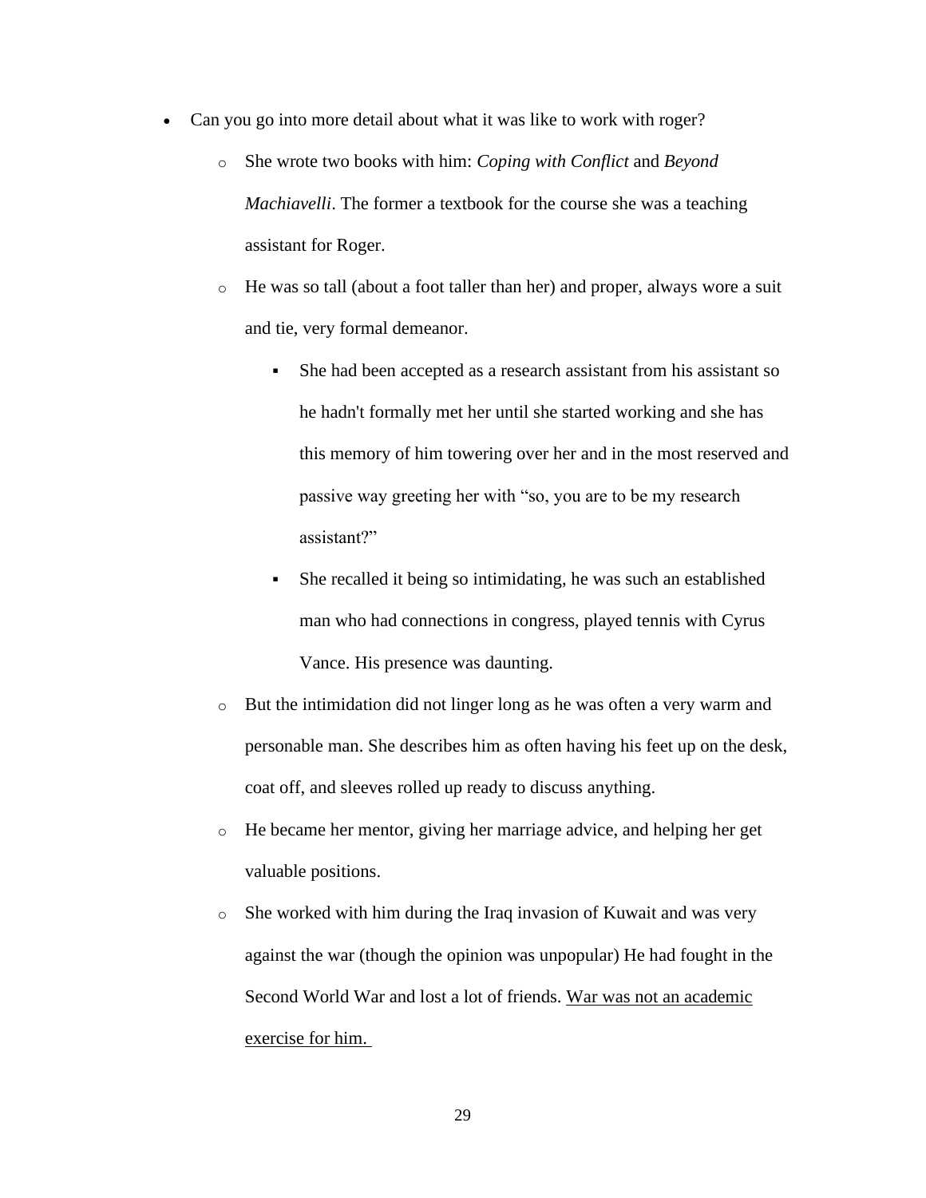- Can you go into more detail about what it was like to work with roger?
  - She wrote two books with him: *Coping with Conflict* and *Beyond Machiavelli*. The former a textbook for the course she was a teaching assistant for Roger.
  - He was so tall (about a foot taller than her) and proper, always wore a suit and tie, very formal demeanor.
    - She had been accepted as a research assistant from his assistant so he hadn't formally met her until she started working and she has this memory of him towering over her and in the most reserved and passive way greeting her with "so, you are to be my research assistant?"
    - She recalled it being so intimidating, he was such an established man who had connections in congress, played tennis with Cyrus Vance. His presence was daunting.
  - But the intimidation did not linger long as he was often a very warm and personable man. She describes him as often having his feet up on the desk, coat off, and sleeves rolled up ready to discuss anything.
  - He became her mentor, giving her marriage advice, and helping her get valuable positions.
  - She worked with him during the Iraq invasion of Kuwait and was very against the war (though the opinion was unpopular) He had fought in the Second World War and lost a lot of friends. <u>War was not an academic exercise for him.</u>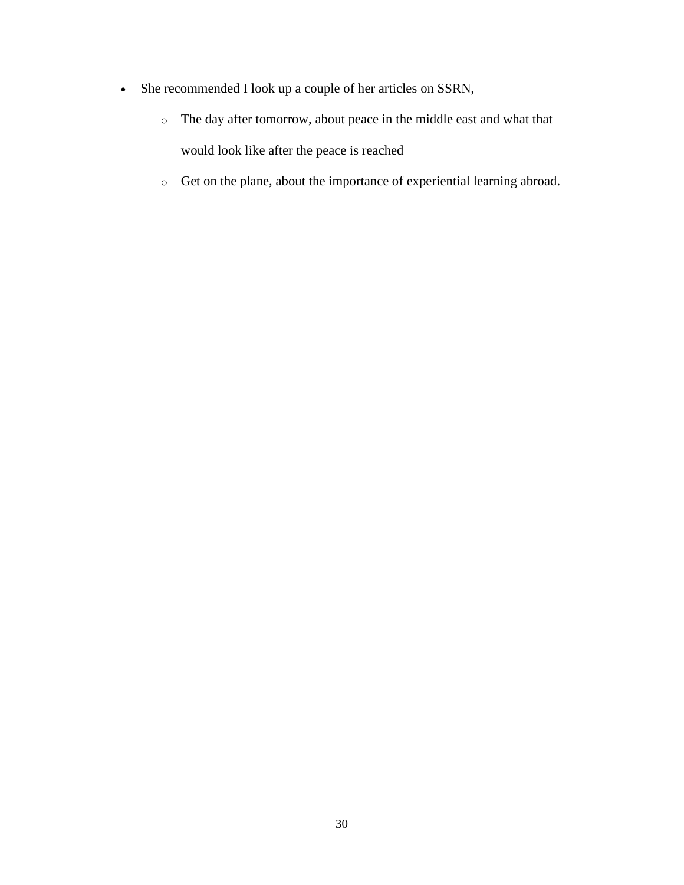- She recommended I look up a couple of her articles on SSRN,
    - The day after tomorrow, about peace in the middle east and what that would look like after the peace is reached
    - Get on the plane, about the importance of experiential learning abroad.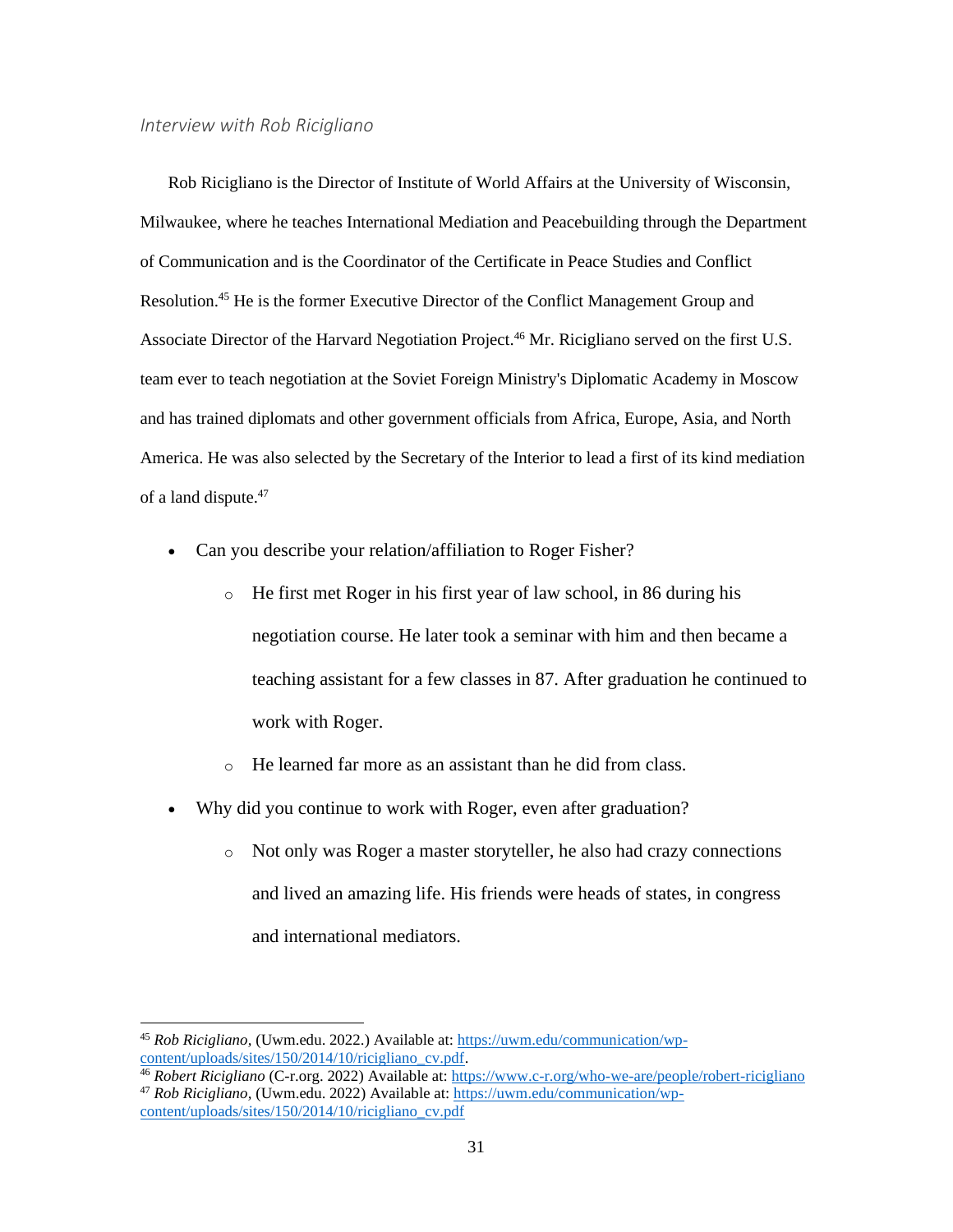*Interview with Rob Ricigliano*

Rob Ricigliano is the Director of Institute of World Affairs at the University of Wisconsin, Milwaukee, where he teaches International Mediation and Peacebuilding through the Department of Communication and is the Coordinator of the Certificate in Peace Studies and Conflict Resolution.[45] He is the former Executive Director of the Conflict Management Group and Associate Director of the Harvard Negotiation Project.[46] Mr. Ricigliano served on the first U.S. team ever to teach negotiation at the Soviet Foreign Ministry's Diplomatic Academy in Moscow and has trained diplomats and other government officials from Africa, Europe, Asia, and North America. He was also selected by the Secretary of the Interior to lead a first of its kind mediation of a land dispute.[47]

- Can you describe your relation/affiliation to Roger Fisher?
  - He first met Roger in his first year of law school, in 86 during his negotiation course. He later took a seminar with him and then became a teaching assistant for a few classes in 87. After graduation he continued to work with Roger.
  - He learned far more as an assistant than he did from class.
- Why did you continue to work with Roger, even after graduation?
  - Not only was Roger a master storyteller, he also had crazy connections and lived an amazing life. His friends were heads of states, in congress and international mediators.

---

[45] *Rob Ricigliano,* (Uwm.edu. 2022.) Available at: https://uwm.edu/communication/wp-content/uploads/sites/150/2014/10/ricigliano_cv.pdf.

[46] *Robert Ricigliano* (C-r.org. 2022) Available at: https://www.c-r.org/who-we-are/people/robert-ricigliano

[47] *Rob Ricigliano,* (Uwm.edu. 2022) Available at: https://uwm.edu/communication/wp-content/uploads/sites/150/2014/10/ricigliano_cv.pdf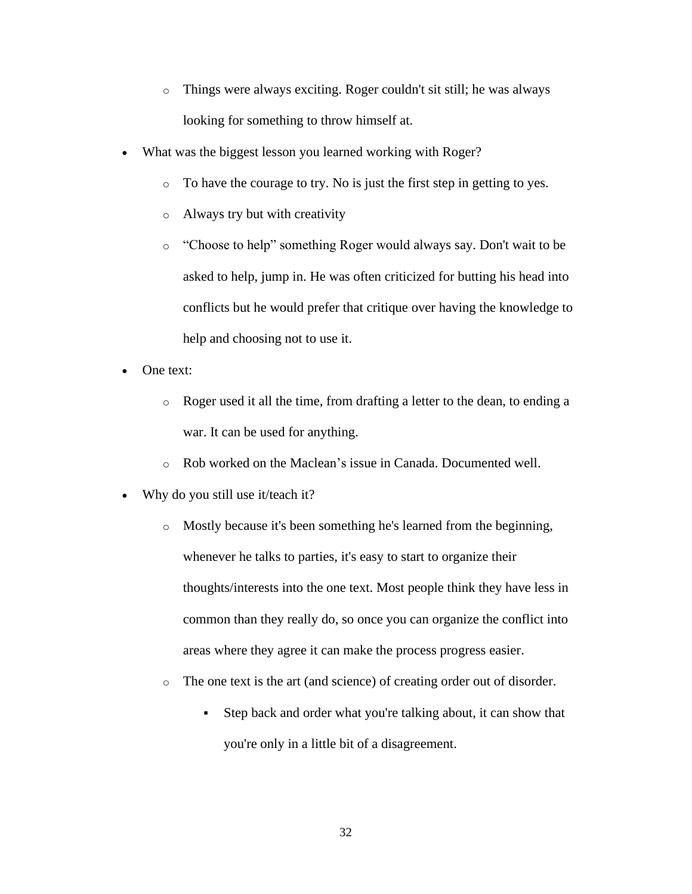- Things were always exciting. Roger couldn't sit still; he was always looking for something to throw himself at.
- What was the biggest lesson you learned working with Roger?
  - To have the courage to try. No is just the first step in getting to yes.
  - Always try but with creativity
  - "Choose to help" something Roger would always say. Don't wait to be asked to help, jump in. He was often criticized for butting his head into conflicts but he would prefer that critique over having the knowledge to help and choosing not to use it.
- One text:
  - Roger used it all the time, from drafting a letter to the dean, to ending a war. It can be used for anything.
  - Rob worked on the Maclean's issue in Canada. Documented well.
- Why do you still use it/teach it?
  - Mostly because it's been something he's learned from the beginning, whenever he talks to parties, it's easy to start to organize their thoughts/interests into the one text. Most people think they have less in common than they really do, so once you can organize the conflict into areas where they agree it can make the process progress easier.
  - The one text is the art (and science) of creating order out of disorder.
    - Step back and order what you're talking about, it can show that you're only in a little bit of a disagreement.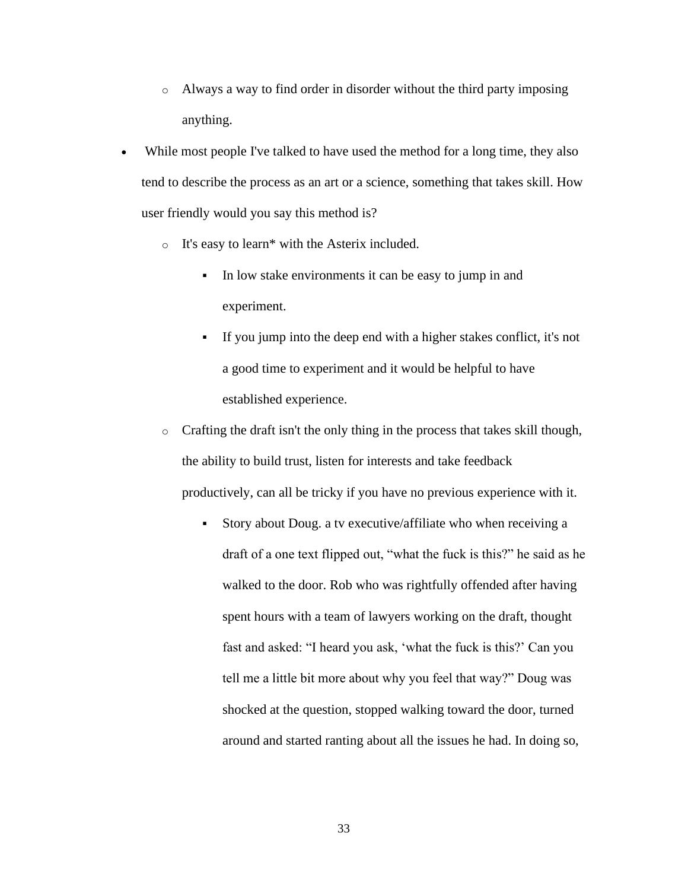- Always a way to find order in disorder without the third party imposing anything.
- While most people I've talked to have used the method for a long time, they also tend to describe the process as an art or a science, something that takes skill. How user friendly would you say this method is?
    - It's easy to learn* with the Asterix included.
        - In low stake environments it can be easy to jump in and experiment.
        - If you jump into the deep end with a higher stakes conflict, it's not a good time to experiment and it would be helpful to have established experience.
    - Crafting the draft isn't the only thing in the process that takes skill though, the ability to build trust, listen for interests and take feedback productively, can all be tricky if you have no previous experience with it.
        - Story about Doug. a tv executive/affiliate who when receiving a draft of a one text flipped out, "what the fuck is this?" he said as he walked to the door. Rob who was rightfully offended after having spent hours with a team of lawyers working on the draft, thought fast and asked: "I heard you ask, 'what the fuck is this?' Can you tell me a little bit more about why you feel that way?" Doug was shocked at the question, stopped walking toward the door, turned around and started ranting about all the issues he had. In doing so,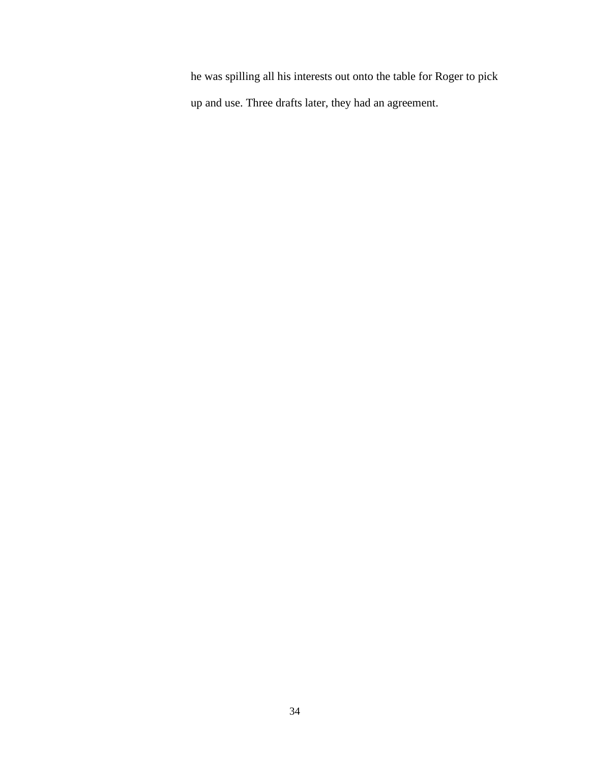he was spilling all his interests out onto the table for Roger to pick up and use. Three drafts later, they had an agreement.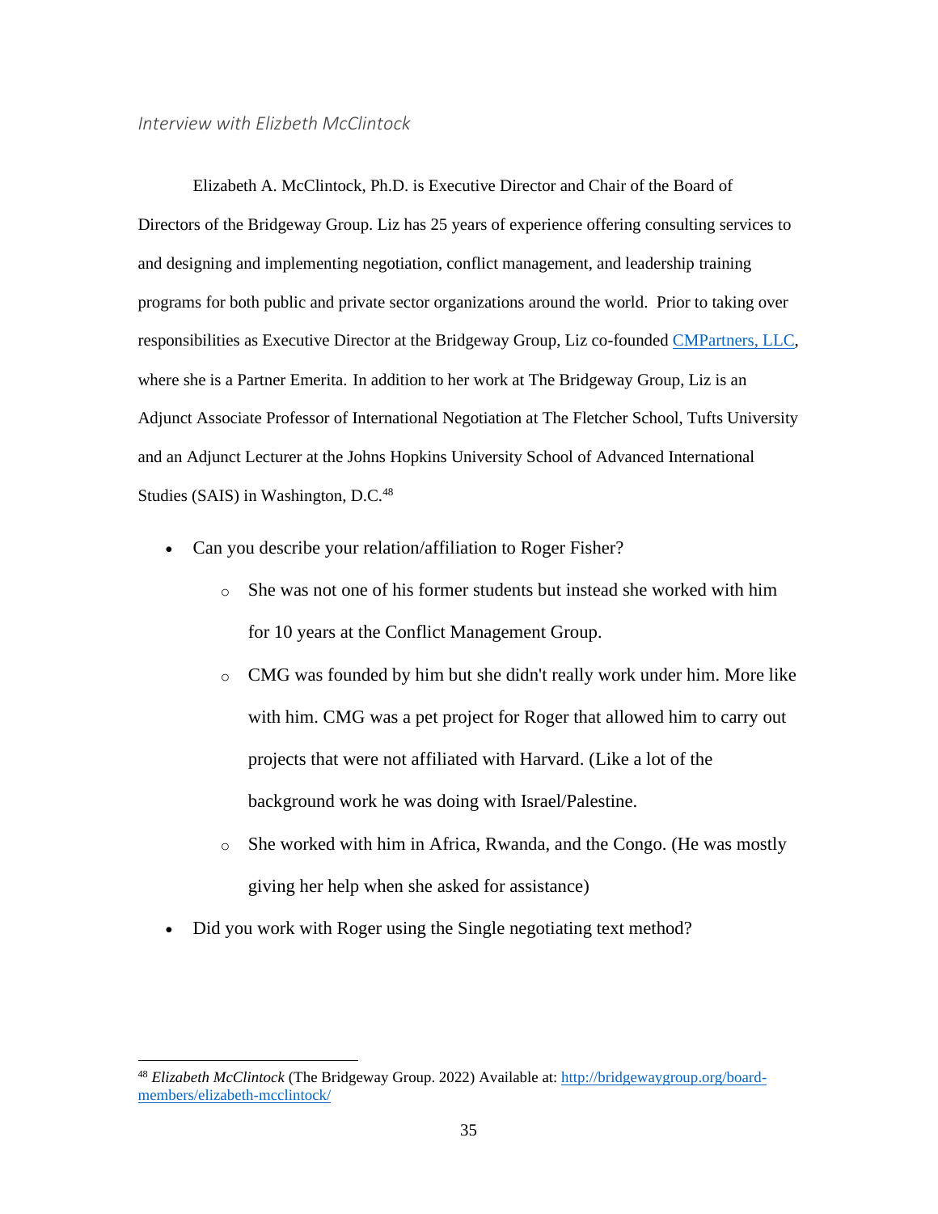*Interview with Elizbeth McClintock*

Elizabeth A. McClintock, Ph.D. is Executive Director and Chair of the Board of Directors of the Bridgeway Group. Liz has 25 years of experience offering consulting services to and designing and implementing negotiation, conflict management, and leadership training programs for both public and private sector organizations around the world. Prior to taking over responsibilities as Executive Director at the Bridgeway Group, Liz co-founded CMPartners, LLC, where she is a Partner Emerita. In addition to her work at The Bridgeway Group, Liz is an Adjunct Associate Professor of International Negotiation at The Fletcher School, Tufts University and an Adjunct Lecturer at the Johns Hopkins University School of Advanced International Studies (SAIS) in Washington, D.C.[48]

- Can you describe your relation/affiliation to Roger Fisher?
  - She was not one of his former students but instead she worked with him for 10 years at the Conflict Management Group.
  - CMG was founded by him but she didn't really work under him. More like with him. CMG was a pet project for Roger that allowed him to carry out projects that were not affiliated with Harvard. (Like a lot of the background work he was doing with Israel/Palestine.
  - She worked with him in Africa, Rwanda, and the Congo. (He was mostly giving her help when she asked for assistance)
- Did you work with Roger using the Single negotiating text method?

[48] *Elizabeth McClintock* (The Bridgeway Group. 2022) Available at: http://bridgewaygroup.org/board-members/elizabeth-mcclintock/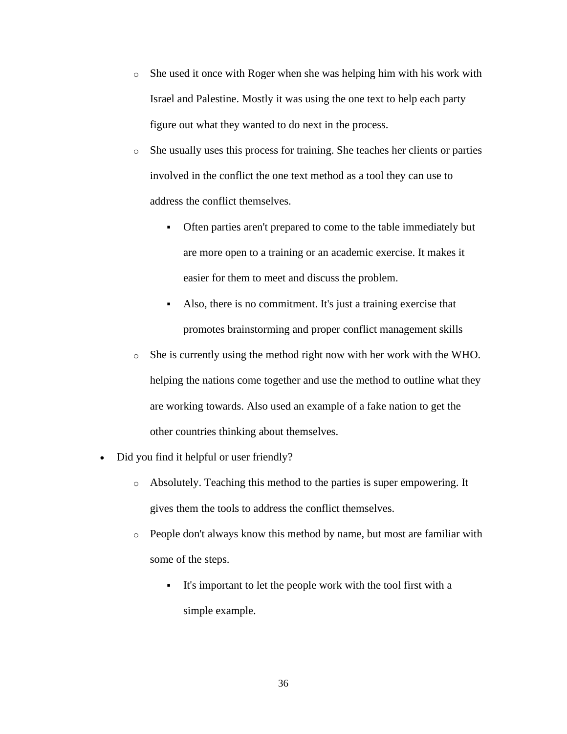- She used it once with Roger when she was helping him with his work with Israel and Palestine. Mostly it was using the one text to help each party figure out what they wanted to do next in the process.
  - She usually uses this process for training. She teaches her clients or parties involved in the conflict the one text method as a tool they can use to address the conflict themselves.
    - Often parties aren't prepared to come to the table immediately but are more open to a training or an academic exercise. It makes it easier for them to meet and discuss the problem.
    - Also, there is no commitment. It's just a training exercise that promotes brainstorming and proper conflict management skills
  - She is currently using the method right now with her work with the WHO. helping the nations come together and use the method to outline what they are working towards. Also used an example of a fake nation to get the other countries thinking about themselves.
- Did you find it helpful or user friendly?
  - Absolutely. Teaching this method to the parties is super empowering. It gives them the tools to address the conflict themselves.
  - People don't always know this method by name, but most are familiar with some of the steps.
    - It's important to let the people work with the tool first with a simple example.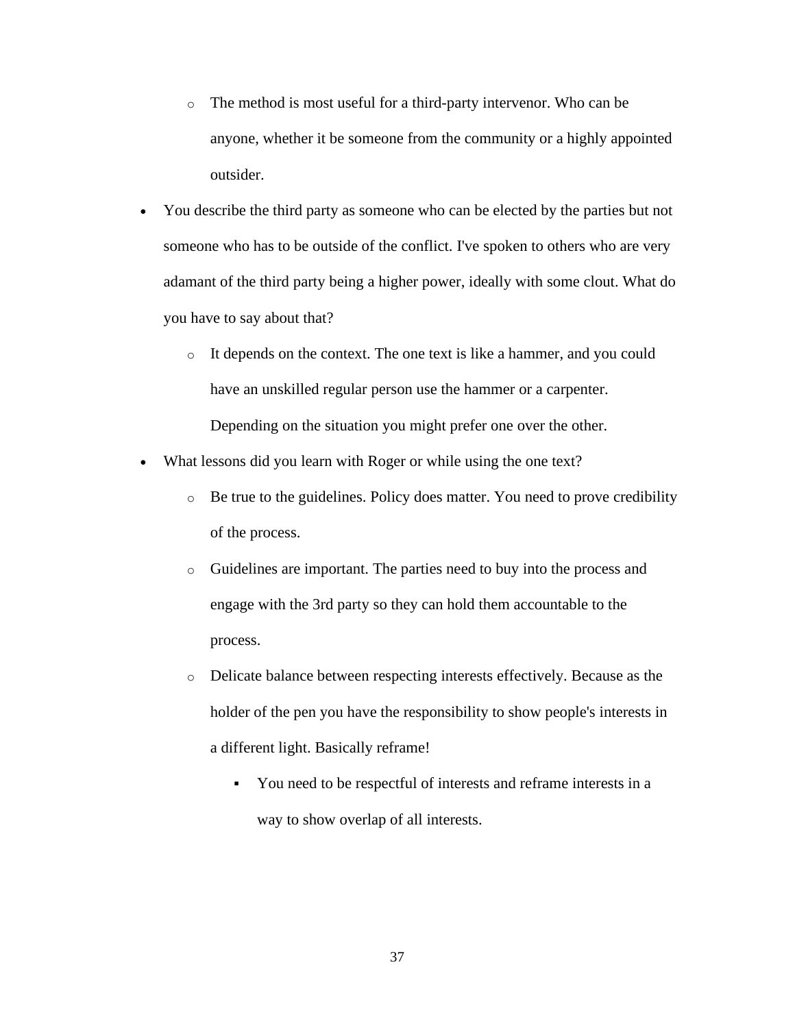- The method is most useful for a third-party intervenor. Who can be anyone, whether it be someone from the community or a highly appointed outsider.
- You describe the third party as someone who can be elected by the parties but not someone who has to be outside of the conflict. I've spoken to others who are very adamant of the third party being a higher power, ideally with some clout. What do you have to say about that?
  - It depends on the context. The one text is like a hammer, and you could have an unskilled regular person use the hammer or a carpenter. Depending on the situation you might prefer one over the other.
- What lessons did you learn with Roger or while using the one text?
  - Be true to the guidelines. Policy does matter. You need to prove credibility of the process.
  - Guidelines are important. The parties need to buy into the process and engage with the 3rd party so they can hold them accountable to the process.
  - Delicate balance between respecting interests effectively. Because as the holder of the pen you have the responsibility to show people's interests in a different light. Basically reframe!
    - You need to be respectful of interests and reframe interests in a way to show overlap of all interests.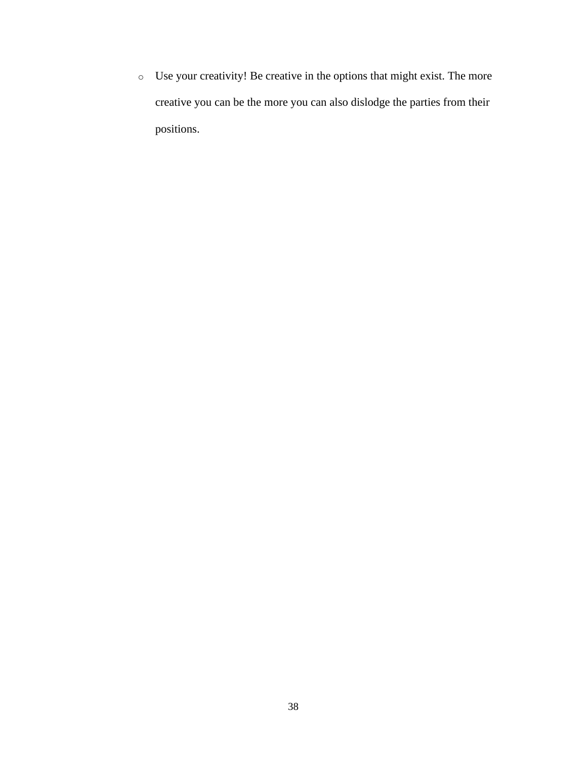- Use your creativity! Be creative in the options that might exist. The more creative you can be the more you can also dislodge the parties from their positions.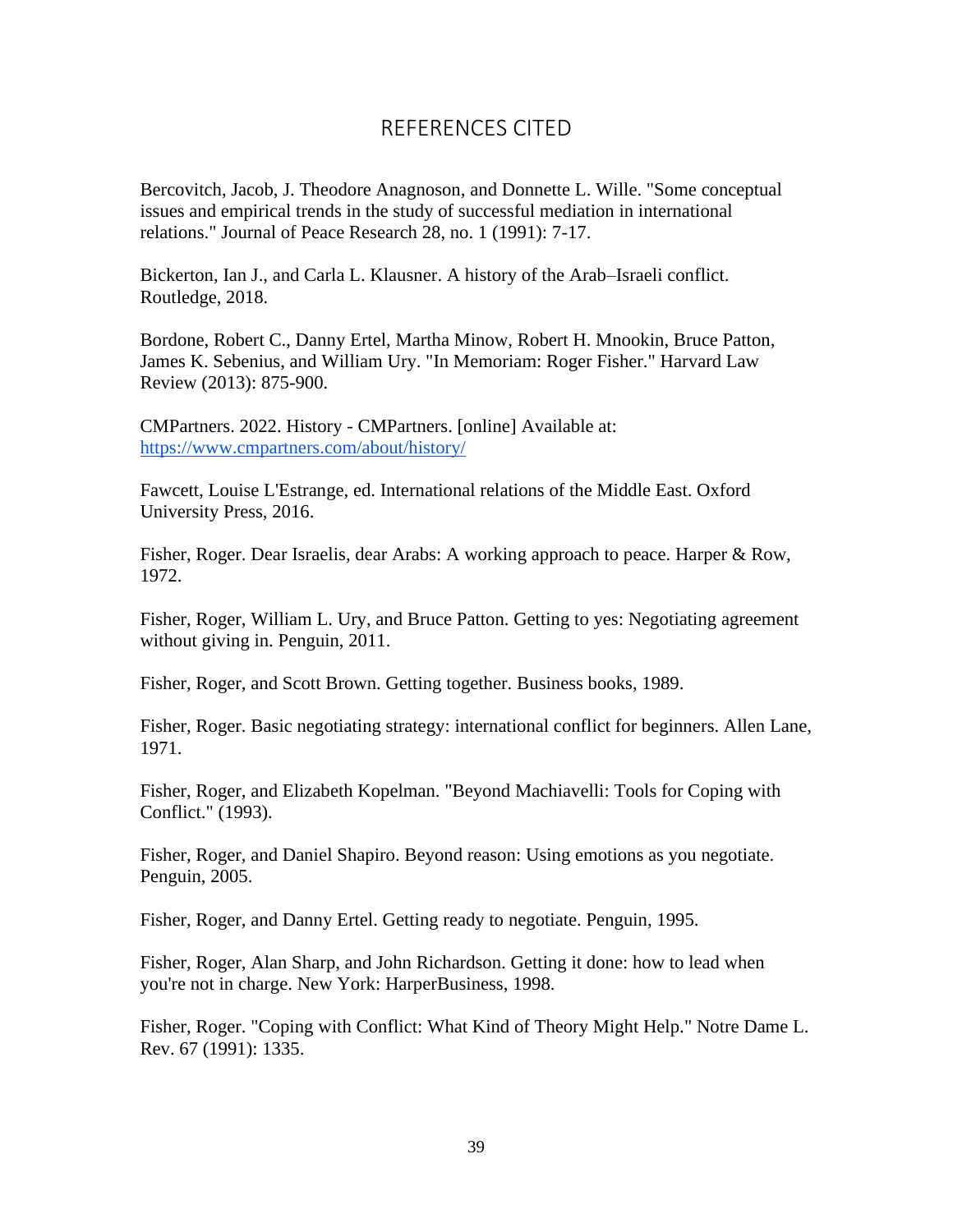# REFERENCES CITED

Bercovitch, Jacob, J. Theodore Anagnoson, and Donnette L. Wille. "Some conceptual issues and empirical trends in the study of successful mediation in international relations." Journal of Peace Research 28, no. 1 (1991): 7-17.

Bickerton, Ian J., and Carla L. Klausner. A history of the Arab–Israeli conflict. Routledge, 2018.

Bordone, Robert C., Danny Ertel, Martha Minow, Robert H. Mnookin, Bruce Patton, James K. Sebenius, and William Ury. "In Memoriam: Roger Fisher." Harvard Law Review (2013): 875-900.

CMPartners. 2022. History - CMPartners. [online] Available at: https://www.cmpartners.com/about/history/

Fawcett, Louise L'Estrange, ed. International relations of the Middle East. Oxford University Press, 2016.

Fisher, Roger. Dear Israelis, dear Arabs: A working approach to peace. Harper & Row, 1972.

Fisher, Roger, William L. Ury, and Bruce Patton. Getting to yes: Negotiating agreement without giving in. Penguin, 2011.

Fisher, Roger, and Scott Brown. Getting together. Business books, 1989.

Fisher, Roger. Basic negotiating strategy: international conflict for beginners. Allen Lane, 1971.

Fisher, Roger, and Elizabeth Kopelman. "Beyond Machiavelli: Tools for Coping with Conflict." (1993).

Fisher, Roger, and Daniel Shapiro. Beyond reason: Using emotions as you negotiate. Penguin, 2005.

Fisher, Roger, and Danny Ertel. Getting ready to negotiate. Penguin, 1995.

Fisher, Roger, Alan Sharp, and John Richardson. Getting it done: how to lead when you're not in charge. New York: HarperBusiness, 1998.

Fisher, Roger. "Coping with Conflict: What Kind of Theory Might Help." Notre Dame L. Rev. 67 (1991): 1335.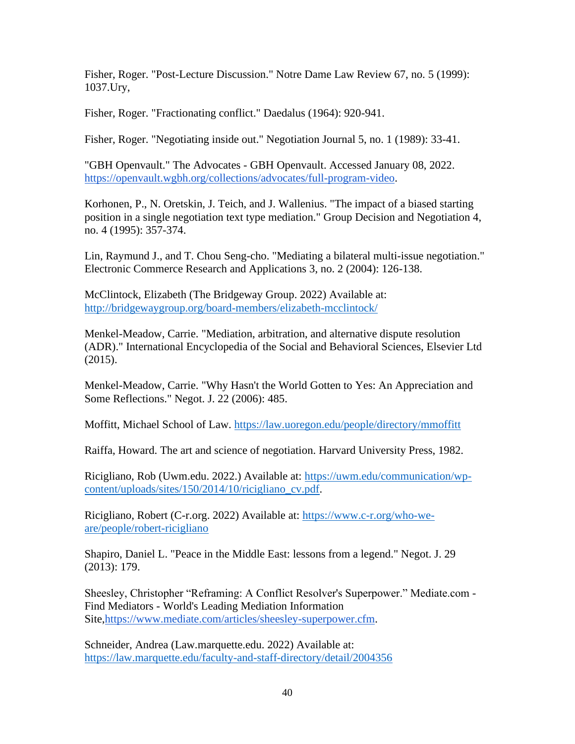Fisher, Roger. "Post-Lecture Discussion." Notre Dame Law Review 67, no. 5 (1999): 1037.Ury,

Fisher, Roger. "Fractionating conflict." Daedalus (1964): 920-941.

Fisher, Roger. "Negotiating inside out." Negotiation Journal 5, no. 1 (1989): 33-41.

"GBH Openvault." The Advocates - GBH Openvault. Accessed January 08, 2022. https://openvault.wgbh.org/collections/advocates/full-program-video.

Korhonen, P., N. Oretskin, J. Teich, and J. Wallenius. "The impact of a biased starting position in a single negotiation text type mediation." Group Decision and Negotiation 4, no. 4 (1995): 357-374.

Lin, Raymund J., and T. Chou Seng-cho. "Mediating a bilateral multi-issue negotiation." Electronic Commerce Research and Applications 3, no. 2 (2004): 126-138.

McClintock, Elizabeth (The Bridgeway Group. 2022) Available at: http://bridgewaygroup.org/board-members/elizabeth-mcclintock/

Menkel-Meadow, Carrie. "Mediation, arbitration, and alternative dispute resolution (ADR)." International Encyclopedia of the Social and Behavioral Sciences, Elsevier Ltd (2015).

Menkel-Meadow, Carrie. "Why Hasn't the World Gotten to Yes: An Appreciation and Some Reflections." Negot. J. 22 (2006): 485.

Moffitt, Michael School of Law. https://law.uoregon.edu/people/directory/mmoffitt

Raiffa, Howard. The art and science of negotiation. Harvard University Press, 1982.

Ricigliano, Rob (Uwm.edu. 2022.) Available at: https://uwm.edu/communication/wp-content/uploads/sites/150/2014/10/ricigliano_cv.pdf.

Ricigliano, Robert (C-r.org. 2022) Available at: https://www.c-r.org/who-we-are/people/robert-ricigliano

Shapiro, Daniel L. "Peace in the Middle East: lessons from a legend." Negot. J. 29 (2013): 179.

Sheesley, Christopher "Reframing: A Conflict Resolver's Superpower." Mediate.com - Find Mediators - World's Leading Mediation Information Site,https://www.mediate.com/articles/sheesley-superpower.cfm.

Schneider, Andrea (Law.marquette.edu. 2022) Available at: https://law.marquette.edu/faculty-and-staff-directory/detail/2004356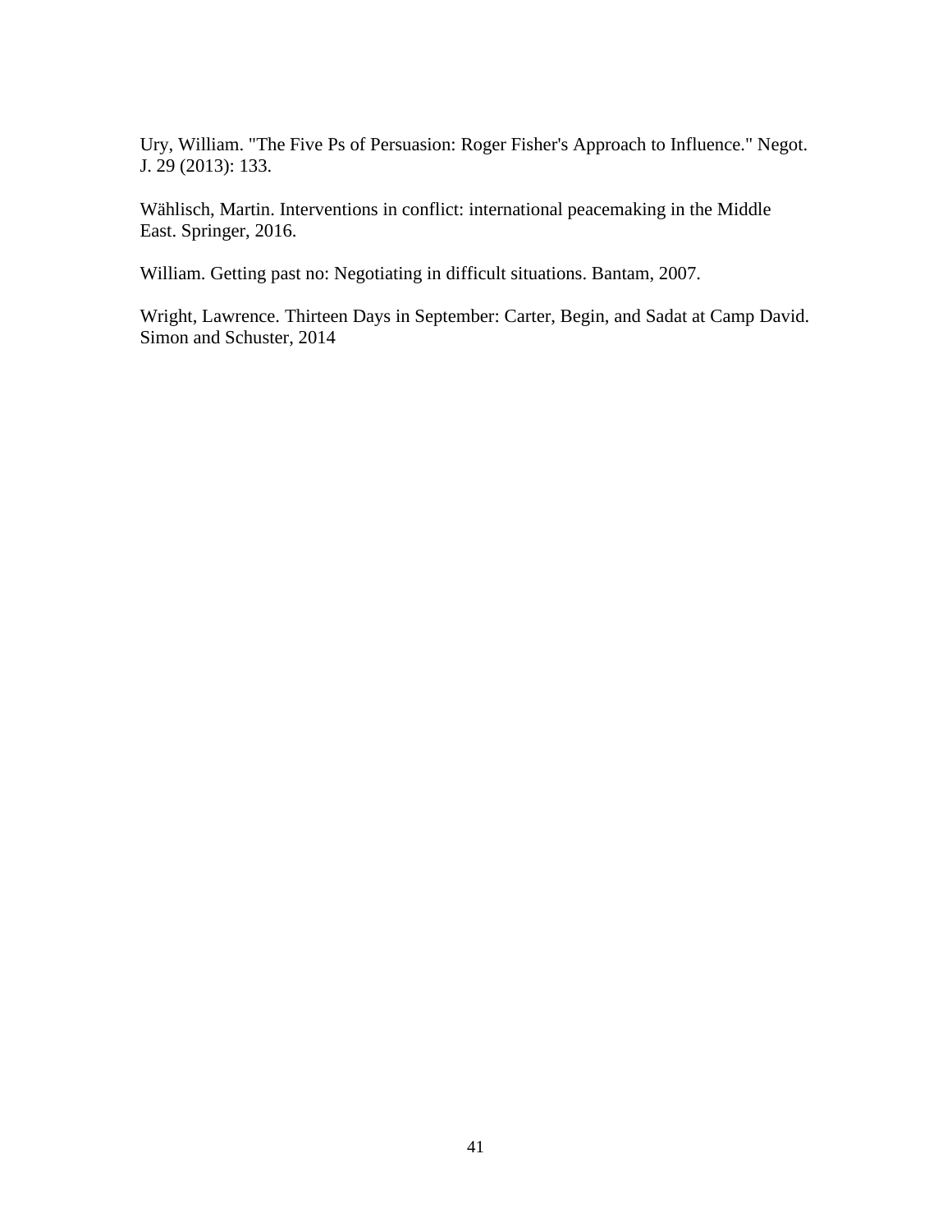Ury, William. "The Five Ps of Persuasion: Roger Fisher's Approach to Influence." Negot. J. 29 (2013): 133.

Wählisch, Martin. Interventions in conflict: international peacemaking in the Middle East. Springer, 2016.

William. Getting past no: Negotiating in difficult situations. Bantam, 2007.

Wright, Lawrence. Thirteen Days in September: Carter, Begin, and Sadat at Camp David. Simon and Schuster, 2014